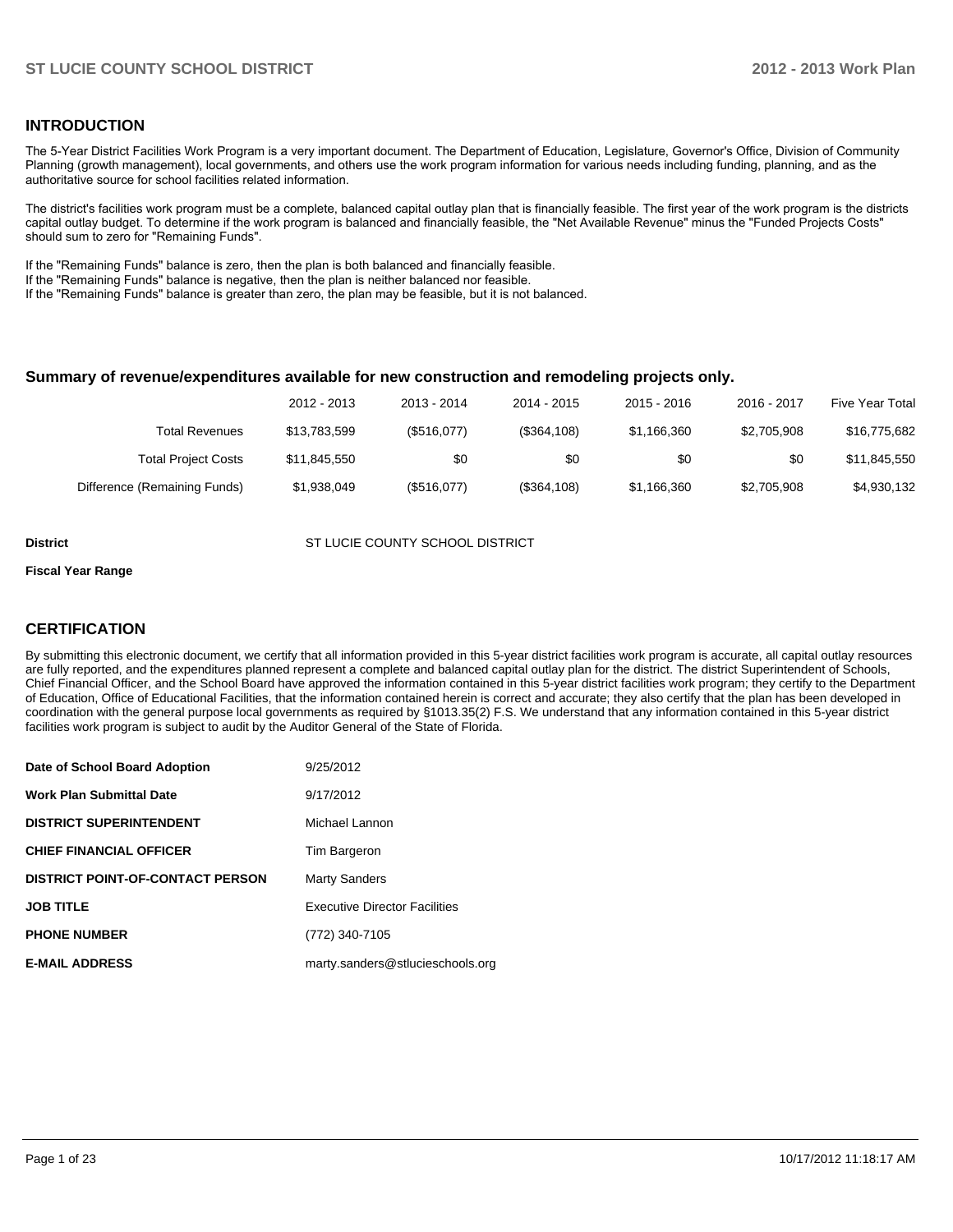## INTRODUCTION

The 5-Year District Facilities Work Program is a very important document. The Department of Education, Legislature, Governor's Office, Division of Community Planning (growth management), local governments, and others use the work program information for various needs including funding, planning, and as the authoritative source for school facilities related information.

The district's facilities work program must be a complete, balanced capital outlay plan that is financially feasible. The first year of the work program is the districts capital outlay budget. To determine if the work program is balanced and financially feasible, the "Net Available Revenue" minus the "Funded Projects Costs" should sum to zero for "Remaining Funds".

If the "Remaining Funds" balance is zero, then the plan is both balanced and financially feasible.
If the "Remaining Funds" balance is negative, then the plan is neither balanced nor feasible.
If the "Remaining Funds" balance is greater than zero, the plan may be feasible, but it is not balanced.

### Summary of revenue/expenditures available for new construction and remodeling projects only.

| | 2012 - 2013 | 2013 - 2014 | 2014 - 2015 | 2015 - 2016 | 2016 - 2017 | Five Year Total |
|---|---|---|---|---|---|---|
| Total Revenues | $13,783,599 | ($516,077) | ($364,108) | $1,166,360 | $2,705,908 | $16,775,682 |
| Total Project Costs | $11,845,550 | $0 | $0 | $0 | $0 | $11,845,550 |
| Difference (Remaining Funds) | $1,938,049 | ($516,077) | ($364,108) | $1,166,360 | $2,705,908 | $4,930,132 |

**District** ST LUCIE COUNTY SCHOOL DISTRICT

**Fiscal Year Range**

## CERTIFICATION

By submitting this electronic document, we certify that all information provided in this 5-year district facilities work program is accurate, all capital outlay resources are fully reported, and the expenditures planned represent a complete and balanced capital outlay plan for the district. The district Superintendent of Schools, Chief Financial Officer, and the School Board have approved the information contained in this 5-year district facilities work program; they certify to the Department of Education, Office of Educational Facilities, that the information contained herein is correct and accurate; they also certify that the plan has been developed in coordination with the general purpose local governments as required by §1013.35(2) F.S. We understand that any information contained in this 5-year district facilities work program is subject to audit by the Auditor General of the State of Florida.

| | |
|---|---|
| **Date of School Board Adoption** | 9/25/2012 |
| **Work Plan Submittal Date** | 9/17/2012 |
| **DISTRICT SUPERINTENDENT** | Michael Lannon |
| **CHIEF FINANCIAL OFFICER** | Tim Bargeron |
| **DISTRICT POINT-OF-CONTACT PERSON** | Marty Sanders |
| **JOB TITLE** | Executive Director Facilities |
| **PHONE NUMBER** | (772) 340-7105 |
| **E-MAIL ADDRESS** | marty.sanders@stlucieschools.org |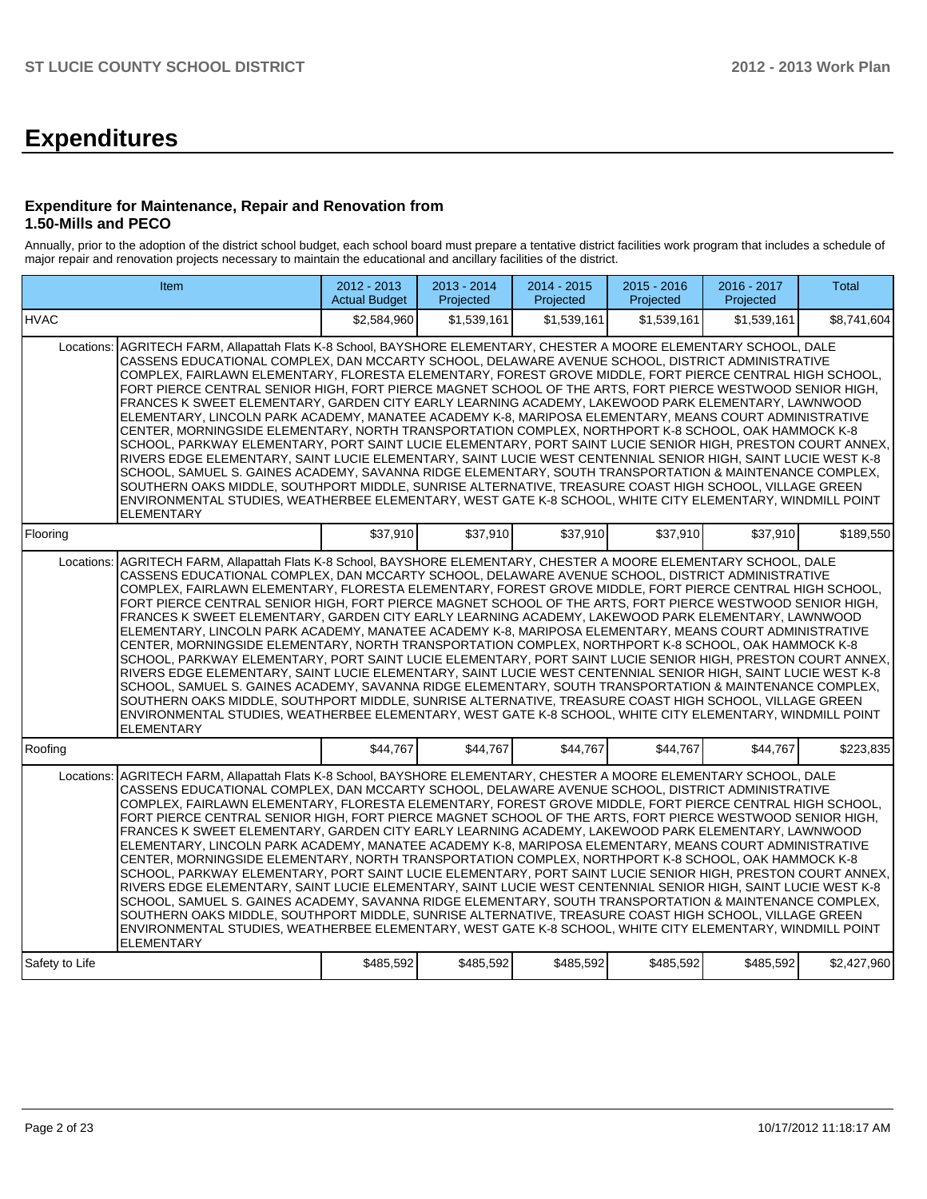# Expenditures

### Expenditure for Maintenance, Repair and Renovation from 1.50-Mills and PECO

Annually, prior to the adoption of the district school budget, each school board must prepare a tentative district facilities work program that includes a schedule of major repair and renovation projects necessary to maintain the educational and ancillary facilities of the district.

| Item | | 2012 - 2013 Actual Budget | 2013 - 2014 Projected | 2014 - 2015 Projected | 2015 - 2016 Projected | 2016 - 2017 Projected | Total |
|---|---|---|---|---|---|---|---|
| HVAC | | $2,584,960 | $1,539,161 | $1,539,161 | $1,539,161 | $1,539,161 | $8,741,604 |
| Locations: | AGRITECH FARM, Allapattah Flats K-8 School, BAYSHORE ELEMENTARY, CHESTER A MOORE ELEMENTARY SCHOOL, DALE CASSENS EDUCATIONAL COMPLEX, DAN MCCARTY SCHOOL, DELAWARE AVENUE SCHOOL, DISTRICT ADMINISTRATIVE COMPLEX, FAIRLAWN ELEMENTARY, FLORESTA ELEMENTARY, FOREST GROVE MIDDLE, FORT PIERCE CENTRAL HIGH SCHOOL, FORT PIERCE CENTRAL SENIOR HIGH, FORT PIERCE MAGNET SCHOOL OF THE ARTS, FORT PIERCE WESTWOOD SENIOR HIGH, FRANCES K SWEET ELEMENTARY, GARDEN CITY EARLY LEARNING ACADEMY, LAKEWOOD PARK ELEMENTARY, LAWNWOOD ELEMENTARY, LINCOLN PARK ACADEMY, MANATEE ACADEMY K-8, MARIPOSA ELEMENTARY, MEANS COURT ADMINISTRATIVE CENTER, MORNINGSIDE ELEMENTARY, NORTH TRANSPORTATION COMPLEX, NORTHPORT K-8 SCHOOL, OAK HAMMOCK K-8 SCHOOL, PARKWAY ELEMENTARY, PORT SAINT LUCIE ELEMENTARY, PORT SAINT LUCIE SENIOR HIGH, PRESTON COURT ANNEX, RIVERS EDGE ELEMENTARY, SAINT LUCIE ELEMENTARY, SAINT LUCIE WEST CENTENNIAL SENIOR HIGH, SAINT LUCIE WEST K-8 SCHOOL, SAMUEL S. GAINES ACADEMY, SAVANNA RIDGE ELEMENTARY, SOUTH TRANSPORTATION & MAINTENANCE COMPLEX, SOUTHERN OAKS MIDDLE, SOUTHPORT MIDDLE, SUNRISE ALTERNATIVE, TREASURE COAST HIGH SCHOOL, VILLAGE GREEN ENVIRONMENTAL STUDIES, WEATHERBEE ELEMENTARY, WEST GATE K-8 SCHOOL, WHITE CITY ELEMENTARY, WINDMILL POINT ELEMENTARY | | | | | | |
| Flooring | | $37,910 | $37,910 | $37,910 | $37,910 | $37,910 | $189,550 |
| Locations: | AGRITECH FARM, Allapattah Flats K-8 School, BAYSHORE ELEMENTARY, CHESTER A MOORE ELEMENTARY SCHOOL, DALE CASSENS EDUCATIONAL COMPLEX, DAN MCCARTY SCHOOL, DELAWARE AVENUE SCHOOL, DISTRICT ADMINISTRATIVE COMPLEX, FAIRLAWN ELEMENTARY, FLORESTA ELEMENTARY, FOREST GROVE MIDDLE, FORT PIERCE CENTRAL HIGH SCHOOL, FORT PIERCE CENTRAL SENIOR HIGH, FORT PIERCE MAGNET SCHOOL OF THE ARTS, FORT PIERCE WESTWOOD SENIOR HIGH, FRANCES K SWEET ELEMENTARY, GARDEN CITY EARLY LEARNING ACADEMY, LAKEWOOD PARK ELEMENTARY, LAWNWOOD ELEMENTARY, LINCOLN PARK ACADEMY, MANATEE ACADEMY K-8, MARIPOSA ELEMENTARY, MEANS COURT ADMINISTRATIVE CENTER, MORNINGSIDE ELEMENTARY, NORTH TRANSPORTATION COMPLEX, NORTHPORT K-8 SCHOOL, OAK HAMMOCK K-8 SCHOOL, PARKWAY ELEMENTARY, PORT SAINT LUCIE ELEMENTARY, PORT SAINT LUCIE SENIOR HIGH, PRESTON COURT ANNEX, RIVERS EDGE ELEMENTARY, SAINT LUCIE ELEMENTARY, SAINT LUCIE WEST CENTENNIAL SENIOR HIGH, SAINT LUCIE WEST K-8 SCHOOL, SAMUEL S. GAINES ACADEMY, SAVANNA RIDGE ELEMENTARY, SOUTH TRANSPORTATION & MAINTENANCE COMPLEX, SOUTHERN OAKS MIDDLE, SOUTHPORT MIDDLE, SUNRISE ALTERNATIVE, TREASURE COAST HIGH SCHOOL, VILLAGE GREEN ENVIRONMENTAL STUDIES, WEATHERBEE ELEMENTARY, WEST GATE K-8 SCHOOL, WHITE CITY ELEMENTARY, WINDMILL POINT ELEMENTARY | | | | | | |
| Roofing | | $44,767 | $44,767 | $44,767 | $44,767 | $44,767 | $223,835 |
| Locations: | AGRITECH FARM, Allapattah Flats K-8 School, BAYSHORE ELEMENTARY, CHESTER A MOORE ELEMENTARY SCHOOL, DALE CASSENS EDUCATIONAL COMPLEX, DAN MCCARTY SCHOOL, DELAWARE AVENUE SCHOOL, DISTRICT ADMINISTRATIVE COMPLEX, FAIRLAWN ELEMENTARY, FLORESTA ELEMENTARY, FOREST GROVE MIDDLE, FORT PIERCE CENTRAL HIGH SCHOOL, FORT PIERCE CENTRAL SENIOR HIGH, FORT PIERCE MAGNET SCHOOL OF THE ARTS, FORT PIERCE WESTWOOD SENIOR HIGH, FRANCES K SWEET ELEMENTARY, GARDEN CITY EARLY LEARNING ACADEMY, LAKEWOOD PARK ELEMENTARY, LAWNWOOD ELEMENTARY, LINCOLN PARK ACADEMY, MANATEE ACADEMY K-8, MARIPOSA ELEMENTARY, MEANS COURT ADMINISTRATIVE CENTER, MORNINGSIDE ELEMENTARY, NORTH TRANSPORTATION COMPLEX, NORTHPORT K-8 SCHOOL, OAK HAMMOCK K-8 SCHOOL, PARKWAY ELEMENTARY, PORT SAINT LUCIE ELEMENTARY, PORT SAINT LUCIE SENIOR HIGH, PRESTON COURT ANNEX, RIVERS EDGE ELEMENTARY, SAINT LUCIE ELEMENTARY, SAINT LUCIE WEST CENTENNIAL SENIOR HIGH, SAINT LUCIE WEST K-8 SCHOOL, SAMUEL S. GAINES ACADEMY, SAVANNA RIDGE ELEMENTARY, SOUTH TRANSPORTATION & MAINTENANCE COMPLEX, SOUTHERN OAKS MIDDLE, SOUTHPORT MIDDLE, SUNRISE ALTERNATIVE, TREASURE COAST HIGH SCHOOL, VILLAGE GREEN ENVIRONMENTAL STUDIES, WEATHERBEE ELEMENTARY, WEST GATE K-8 SCHOOL, WHITE CITY ELEMENTARY, WINDMILL POINT ELEMENTARY | | | | | | |
| Safety to Life | | $485,592 | $485,592 | $485,592 | $485,592 | $485,592 | $2,427,960 |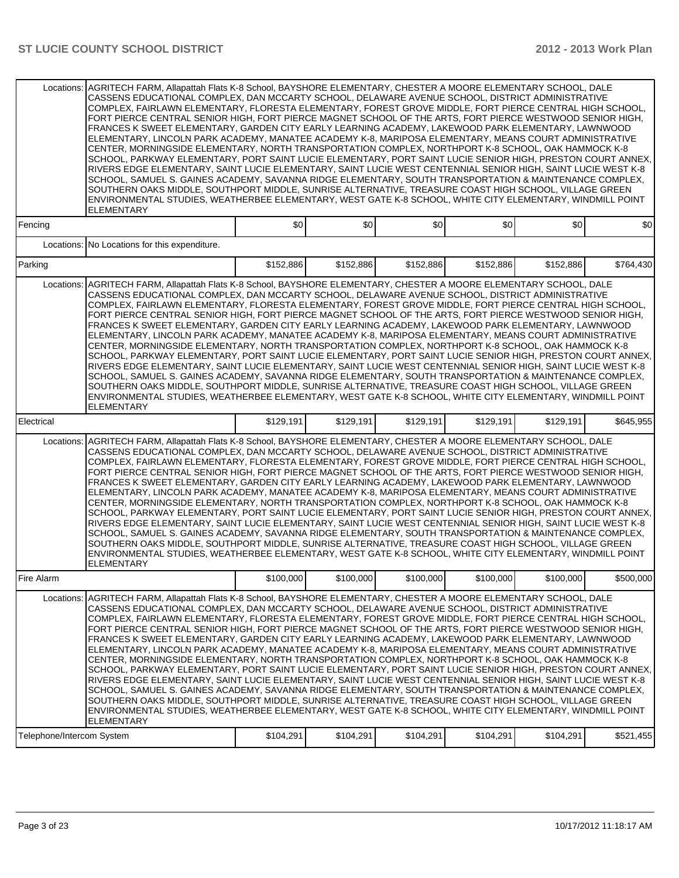| | | | | | | |
|---|---|---|---|---|---|---|
| Locations: | AGRITECH FARM, Allapattah Flats K-8 School, BAYSHORE ELEMENTARY, CHESTER A MOORE ELEMENTARY SCHOOL, DALE CASSENS EDUCATIONAL COMPLEX, DAN MCCARTY SCHOOL, DELAWARE AVENUE SCHOOL, DISTRICT ADMINISTRATIVE COMPLEX, FAIRLAWN ELEMENTARY, FLORESTA ELEMENTARY, FOREST GROVE MIDDLE, FORT PIERCE CENTRAL HIGH SCHOOL, FORT PIERCE CENTRAL SENIOR HIGH, FORT PIERCE MAGNET SCHOOL OF THE ARTS, FORT PIERCE WESTWOOD SENIOR HIGH, FRANCES K SWEET ELEMENTARY, GARDEN CITY EARLY LEARNING ACADEMY, LAKEWOOD PARK ELEMENTARY, LAWNWOOD ELEMENTARY, LINCOLN PARK ACADEMY, MANATEE ACADEMY K-8, MARIPOSA ELEMENTARY, MEANS COURT ADMINISTRATIVE CENTER, MORNINGSIDE ELEMENTARY, NORTH TRANSPORTATION COMPLEX, NORTHPORT K-8 SCHOOL, OAK HAMMOCK K-8 SCHOOL, PARKWAY ELEMENTARY, PORT SAINT LUCIE ELEMENTARY, PORT SAINT LUCIE SENIOR HIGH, PRESTON COURT ANNEX, RIVERS EDGE ELEMENTARY, SAINT LUCIE ELEMENTARY, SAINT LUCIE WEST CENTENNIAL SENIOR HIGH, SAINT LUCIE WEST K-8 SCHOOL, SAMUEL S. GAINES ACADEMY, SAVANNA RIDGE ELEMENTARY, SOUTH TRANSPORTATION & MAINTENANCE COMPLEX, SOUTHERN OAKS MIDDLE, SOUTHPORT MIDDLE, SUNRISE ALTERNATIVE, TREASURE COAST HIGH SCHOOL, VILLAGE GREEN ENVIRONMENTAL STUDIES, WEATHERBEE ELEMENTARY, WEST GATE K-8 SCHOOL, WHITE CITY ELEMENTARY, WINDMILL POINT ELEMENTARY | | | | | |
| Fencing | | $0 | $0 | $0 | $0 | $0 | $0 |
| Locations: | No Locations for this expenditure. | | | | | |
| Parking | | $152,886 | $152,886 | $152,886 | $152,886 | $152,886 | $764,430 |
| Locations: | AGRITECH FARM, Allapattah Flats K-8 School, BAYSHORE ELEMENTARY, CHESTER A MOORE ELEMENTARY SCHOOL, DALE CASSENS EDUCATIONAL COMPLEX, DAN MCCARTY SCHOOL, DELAWARE AVENUE SCHOOL, DISTRICT ADMINISTRATIVE COMPLEX, FAIRLAWN ELEMENTARY, FLORESTA ELEMENTARY, FOREST GROVE MIDDLE, FORT PIERCE CENTRAL HIGH SCHOOL, FORT PIERCE CENTRAL SENIOR HIGH, FORT PIERCE MAGNET SCHOOL OF THE ARTS, FORT PIERCE WESTWOOD SENIOR HIGH, FRANCES K SWEET ELEMENTARY, GARDEN CITY EARLY LEARNING ACADEMY, LAKEWOOD PARK ELEMENTARY, LAWNWOOD ELEMENTARY, LINCOLN PARK ACADEMY, MANATEE ACADEMY K-8, MARIPOSA ELEMENTARY, MEANS COURT ADMINISTRATIVE CENTER, MORNINGSIDE ELEMENTARY, NORTH TRANSPORTATION COMPLEX, NORTHPORT K-8 SCHOOL, OAK HAMMOCK K-8 SCHOOL, PARKWAY ELEMENTARY, PORT SAINT LUCIE ELEMENTARY, PORT SAINT LUCIE SENIOR HIGH, PRESTON COURT ANNEX, RIVERS EDGE ELEMENTARY, SAINT LUCIE ELEMENTARY, SAINT LUCIE WEST CENTENNIAL SENIOR HIGH, SAINT LUCIE WEST K-8 SCHOOL, SAMUEL S. GAINES ACADEMY, SAVANNA RIDGE ELEMENTARY, SOUTH TRANSPORTATION & MAINTENANCE COMPLEX, SOUTHERN OAKS MIDDLE, SOUTHPORT MIDDLE, SUNRISE ALTERNATIVE, TREASURE COAST HIGH SCHOOL, VILLAGE GREEN ENVIRONMENTAL STUDIES, WEATHERBEE ELEMENTARY, WEST GATE K-8 SCHOOL, WHITE CITY ELEMENTARY, WINDMILL POINT ELEMENTARY | | | | | |
| Electrical | | $129,191 | $129,191 | $129,191 | $129,191 | $129,191 | $645,955 |
| Locations: | AGRITECH FARM, Allapattah Flats K-8 School, BAYSHORE ELEMENTARY, CHESTER A MOORE ELEMENTARY SCHOOL, DALE CASSENS EDUCATIONAL COMPLEX, DAN MCCARTY SCHOOL, DELAWARE AVENUE SCHOOL, DISTRICT ADMINISTRATIVE COMPLEX, FAIRLAWN ELEMENTARY, FLORESTA ELEMENTARY, FOREST GROVE MIDDLE, FORT PIERCE CENTRAL HIGH SCHOOL, FORT PIERCE CENTRAL SENIOR HIGH, FORT PIERCE MAGNET SCHOOL OF THE ARTS, FORT PIERCE WESTWOOD SENIOR HIGH, FRANCES K SWEET ELEMENTARY, GARDEN CITY EARLY LEARNING ACADEMY, LAKEWOOD PARK ELEMENTARY, LAWNWOOD ELEMENTARY, LINCOLN PARK ACADEMY, MANATEE ACADEMY K-8, MARIPOSA ELEMENTARY, MEANS COURT ADMINISTRATIVE CENTER, MORNINGSIDE ELEMENTARY, NORTH TRANSPORTATION COMPLEX, NORTHPORT K-8 SCHOOL, OAK HAMMOCK K-8 SCHOOL, PARKWAY ELEMENTARY, PORT SAINT LUCIE ELEMENTARY, PORT SAINT LUCIE SENIOR HIGH, PRESTON COURT ANNEX, RIVERS EDGE ELEMENTARY, SAINT LUCIE ELEMENTARY, SAINT LUCIE WEST CENTENNIAL SENIOR HIGH, SAINT LUCIE WEST K-8 SCHOOL, SAMUEL S. GAINES ACADEMY, SAVANNA RIDGE ELEMENTARY, SOUTH TRANSPORTATION & MAINTENANCE COMPLEX, SOUTHERN OAKS MIDDLE, SOUTHPORT MIDDLE, SUNRISE ALTERNATIVE, TREASURE COAST HIGH SCHOOL, VILLAGE GREEN ENVIRONMENTAL STUDIES, WEATHERBEE ELEMENTARY, WEST GATE K-8 SCHOOL, WHITE CITY ELEMENTARY, WINDMILL POINT ELEMENTARY | | | | | |
| Fire Alarm | | $100,000 | $100,000 | $100,000 | $100,000 | $100,000 | $500,000 |
| Locations: | AGRITECH FARM, Allapattah Flats K-8 School, BAYSHORE ELEMENTARY, CHESTER A MOORE ELEMENTARY SCHOOL, DALE CASSENS EDUCATIONAL COMPLEX, DAN MCCARTY SCHOOL, DELAWARE AVENUE SCHOOL, DISTRICT ADMINISTRATIVE COMPLEX, FAIRLAWN ELEMENTARY, FLORESTA ELEMENTARY, FOREST GROVE MIDDLE, FORT PIERCE CENTRAL HIGH SCHOOL, FORT PIERCE CENTRAL SENIOR HIGH, FORT PIERCE MAGNET SCHOOL OF THE ARTS, FORT PIERCE WESTWOOD SENIOR HIGH, FRANCES K SWEET ELEMENTARY, GARDEN CITY EARLY LEARNING ACADEMY, LAKEWOOD PARK ELEMENTARY, LAWNWOOD ELEMENTARY, LINCOLN PARK ACADEMY, MANATEE ACADEMY K-8, MARIPOSA ELEMENTARY, MEANS COURT ADMINISTRATIVE CENTER, MORNINGSIDE ELEMENTARY, NORTH TRANSPORTATION COMPLEX, NORTHPORT K-8 SCHOOL, OAK HAMMOCK K-8 SCHOOL, PARKWAY ELEMENTARY, PORT SAINT LUCIE ELEMENTARY, PORT SAINT LUCIE SENIOR HIGH, PRESTON COURT ANNEX, RIVERS EDGE ELEMENTARY, SAINT LUCIE ELEMENTARY, SAINT LUCIE WEST CENTENNIAL SENIOR HIGH, SAINT LUCIE WEST K-8 SCHOOL, SAMUEL S. GAINES ACADEMY, SAVANNA RIDGE ELEMENTARY, SOUTH TRANSPORTATION & MAINTENANCE COMPLEX, SOUTHERN OAKS MIDDLE, SOUTHPORT MIDDLE, SUNRISE ALTERNATIVE, TREASURE COAST HIGH SCHOOL, VILLAGE GREEN ENVIRONMENTAL STUDIES, WEATHERBEE ELEMENTARY, WEST GATE K-8 SCHOOL, WHITE CITY ELEMENTARY, WINDMILL POINT ELEMENTARY | | | | | |
| Telephone/Intercom System | | $104,291 | $104,291 | $104,291 | $104,291 | $104,291 | $521,455 |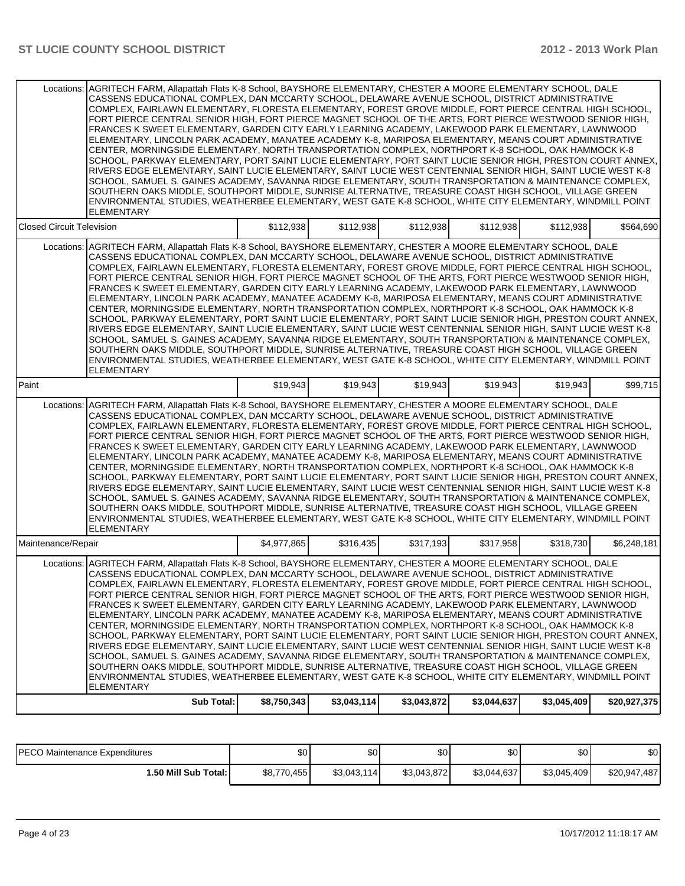| | | | | | | |
|---|---|---|---|---|---|---|
| Locations: | AGRITECH FARM, Allapattah Flats K-8 School, BAYSHORE ELEMENTARY, CHESTER A MOORE ELEMENTARY SCHOOL, DALE CASSENS EDUCATIONAL COMPLEX, DAN MCCARTY SCHOOL, DELAWARE AVENUE SCHOOL, DISTRICT ADMINISTRATIVE COMPLEX, FAIRLAWN ELEMENTARY, FLORESTA ELEMENTARY, FOREST GROVE MIDDLE, FORT PIERCE CENTRAL HIGH SCHOOL, FORT PIERCE CENTRAL SENIOR HIGH, FORT PIERCE MAGNET SCHOOL OF THE ARTS, FORT PIERCE WESTWOOD SENIOR HIGH, FRANCES K SWEET ELEMENTARY, GARDEN CITY EARLY LEARNING ACADEMY, LAKEWOOD PARK ELEMENTARY, LAWNWOOD ELEMENTARY, LINCOLN PARK ACADEMY, MANATEE ACADEMY K-8, MARIPOSA ELEMENTARY, MEANS COURT ADMINISTRATIVE CENTER, MORNINGSIDE ELEMENTARY, NORTH TRANSPORTATION COMPLEX, NORTHPORT K-8 SCHOOL, OAK HAMMOCK K-8 SCHOOL, PARKWAY ELEMENTARY, PORT SAINT LUCIE ELEMENTARY, PORT SAINT LUCIE SENIOR HIGH, PRESTON COURT ANNEX, RIVERS EDGE ELEMENTARY, SAINT LUCIE ELEMENTARY, SAINT LUCIE WEST CENTENNIAL SENIOR HIGH, SAINT LUCIE WEST K-8 SCHOOL, SAMUEL S. GAINES ACADEMY, SAVANNA RIDGE ELEMENTARY, SOUTH TRANSPORTATION & MAINTENANCE COMPLEX, SOUTHERN OAKS MIDDLE, SOUTHPORT MIDDLE, SUNRISE ALTERNATIVE, TREASURE COAST HIGH SCHOOL, VILLAGE GREEN ENVIRONMENTAL STUDIES, WEATHERBEE ELEMENTARY, WEST GATE K-8 SCHOOL, WHITE CITY ELEMENTARY, WINDMILL POINT ELEMENTARY | | | | | |
| Closed Circuit Television | | $112,938 | $112,938 | $112,938 | $112,938 | $112,938 | $564,690 |
| Locations: | AGRITECH FARM, Allapattah Flats K-8 School, BAYSHORE ELEMENTARY, CHESTER A MOORE ELEMENTARY SCHOOL, DALE CASSENS EDUCATIONAL COMPLEX, DAN MCCARTY SCHOOL, DELAWARE AVENUE SCHOOL, DISTRICT ADMINISTRATIVE COMPLEX, FAIRLAWN ELEMENTARY, FLORESTA ELEMENTARY, FOREST GROVE MIDDLE, FORT PIERCE CENTRAL HIGH SCHOOL, FORT PIERCE CENTRAL SENIOR HIGH, FORT PIERCE MAGNET SCHOOL OF THE ARTS, FORT PIERCE WESTWOOD SENIOR HIGH, FRANCES K SWEET ELEMENTARY, GARDEN CITY EARLY LEARNING ACADEMY, LAKEWOOD PARK ELEMENTARY, LAWNWOOD ELEMENTARY, LINCOLN PARK ACADEMY, MANATEE ACADEMY K-8, MARIPOSA ELEMENTARY, MEANS COURT ADMINISTRATIVE CENTER, MORNINGSIDE ELEMENTARY, NORTH TRANSPORTATION COMPLEX, NORTHPORT K-8 SCHOOL, OAK HAMMOCK K-8 SCHOOL, PARKWAY ELEMENTARY, PORT SAINT LUCIE ELEMENTARY, PORT SAINT LUCIE SENIOR HIGH, PRESTON COURT ANNEX, RIVERS EDGE ELEMENTARY, SAINT LUCIE ELEMENTARY, SAINT LUCIE WEST CENTENNIAL SENIOR HIGH, SAINT LUCIE WEST K-8 SCHOOL, SAMUEL S. GAINES ACADEMY, SAVANNA RIDGE ELEMENTARY, SOUTH TRANSPORTATION & MAINTENANCE COMPLEX, SOUTHERN OAKS MIDDLE, SOUTHPORT MIDDLE, SUNRISE ALTERNATIVE, TREASURE COAST HIGH SCHOOL, VILLAGE GREEN ENVIRONMENTAL STUDIES, WEATHERBEE ELEMENTARY, WEST GATE K-8 SCHOOL, WHITE CITY ELEMENTARY, WINDMILL POINT ELEMENTARY | | | | | |
| Paint | | $19,943 | $19,943 | $19,943 | $19,943 | $19,943 | $99,715 |
| Locations: | AGRITECH FARM, Allapattah Flats K-8 School, BAYSHORE ELEMENTARY, CHESTER A MOORE ELEMENTARY SCHOOL, DALE CASSENS EDUCATIONAL COMPLEX, DAN MCCARTY SCHOOL, DELAWARE AVENUE SCHOOL, DISTRICT ADMINISTRATIVE COMPLEX, FAIRLAWN ELEMENTARY, FLORESTA ELEMENTARY, FOREST GROVE MIDDLE, FORT PIERCE CENTRAL HIGH SCHOOL, FORT PIERCE CENTRAL SENIOR HIGH, FORT PIERCE MAGNET SCHOOL OF THE ARTS, FORT PIERCE WESTWOOD SENIOR HIGH, FRANCES K SWEET ELEMENTARY, GARDEN CITY EARLY LEARNING ACADEMY, LAKEWOOD PARK ELEMENTARY, LAWNWOOD ELEMENTARY, LINCOLN PARK ACADEMY, MANATEE ACADEMY K-8, MARIPOSA ELEMENTARY, MEANS COURT ADMINISTRATIVE CENTER, MORNINGSIDE ELEMENTARY, NORTH TRANSPORTATION COMPLEX, NORTHPORT K-8 SCHOOL, OAK HAMMOCK K-8 SCHOOL, PARKWAY ELEMENTARY, PORT SAINT LUCIE ELEMENTARY, PORT SAINT LUCIE SENIOR HIGH, PRESTON COURT ANNEX, RIVERS EDGE ELEMENTARY, SAINT LUCIE ELEMENTARY, SAINT LUCIE WEST CENTENNIAL SENIOR HIGH, SAINT LUCIE WEST K-8 SCHOOL, SAMUEL S. GAINES ACADEMY, SAVANNA RIDGE ELEMENTARY, SOUTH TRANSPORTATION & MAINTENANCE COMPLEX, SOUTHERN OAKS MIDDLE, SOUTHPORT MIDDLE, SUNRISE ALTERNATIVE, TREASURE COAST HIGH SCHOOL, VILLAGE GREEN ENVIRONMENTAL STUDIES, WEATHERBEE ELEMENTARY, WEST GATE K-8 SCHOOL, WHITE CITY ELEMENTARY, WINDMILL POINT ELEMENTARY | | | | | |
| Maintenance/Repair | | $4,977,865 | $316,435 | $317,193 | $317,958 | $318,730 | $6,248,181 |
| Locations: | AGRITECH FARM, Allapattah Flats K-8 School, BAYSHORE ELEMENTARY, CHESTER A MOORE ELEMENTARY SCHOOL, DALE CASSENS EDUCATIONAL COMPLEX, DAN MCCARTY SCHOOL, DELAWARE AVENUE SCHOOL, DISTRICT ADMINISTRATIVE COMPLEX, FAIRLAWN ELEMENTARY, FLORESTA ELEMENTARY, FOREST GROVE MIDDLE, FORT PIERCE CENTRAL HIGH SCHOOL, FORT PIERCE CENTRAL SENIOR HIGH, FORT PIERCE MAGNET SCHOOL OF THE ARTS, FORT PIERCE WESTWOOD SENIOR HIGH, FRANCES K SWEET ELEMENTARY, GARDEN CITY EARLY LEARNING ACADEMY, LAKEWOOD PARK ELEMENTARY, LAWNWOOD ELEMENTARY, LINCOLN PARK ACADEMY, MANATEE ACADEMY K-8, MARIPOSA ELEMENTARY, MEANS COURT ADMINISTRATIVE CENTER, MORNINGSIDE ELEMENTARY, NORTH TRANSPORTATION COMPLEX, NORTHPORT K-8 SCHOOL, OAK HAMMOCK K-8 SCHOOL, PARKWAY ELEMENTARY, PORT SAINT LUCIE ELEMENTARY, PORT SAINT LUCIE SENIOR HIGH, PRESTON COURT ANNEX, RIVERS EDGE ELEMENTARY, SAINT LUCIE ELEMENTARY, SAINT LUCIE WEST CENTENNIAL SENIOR HIGH, SAINT LUCIE WEST K-8 SCHOOL, SAMUEL S. GAINES ACADEMY, SAVANNA RIDGE ELEMENTARY, SOUTH TRANSPORTATION & MAINTENANCE COMPLEX, SOUTHERN OAKS MIDDLE, SOUTHPORT MIDDLE, SUNRISE ALTERNATIVE, TREASURE COAST HIGH SCHOOL, VILLAGE GREEN ENVIRONMENTAL STUDIES, WEATHERBEE ELEMENTARY, WEST GATE K-8 SCHOOL, WHITE CITY ELEMENTARY, WINDMILL POINT ELEMENTARY | | | | | |
| | **Sub Total:** | **$8,750,343** | **$3,043,114** | **$3,043,872** | **$3,044,637** | **$3,045,409** | **$20,927,375** |

| | | | | | | |
|---|---|---|---|---|---|---|
| PECO Maintenance Expenditures | $0 | $0 | $0 | $0 | $0 | $0 |
| **1.50 Mill Sub Total:** | $8,770,455 | $3,043,114 | $3,043,872 | $3,044,637 | $3,045,409 | $20,947,487 |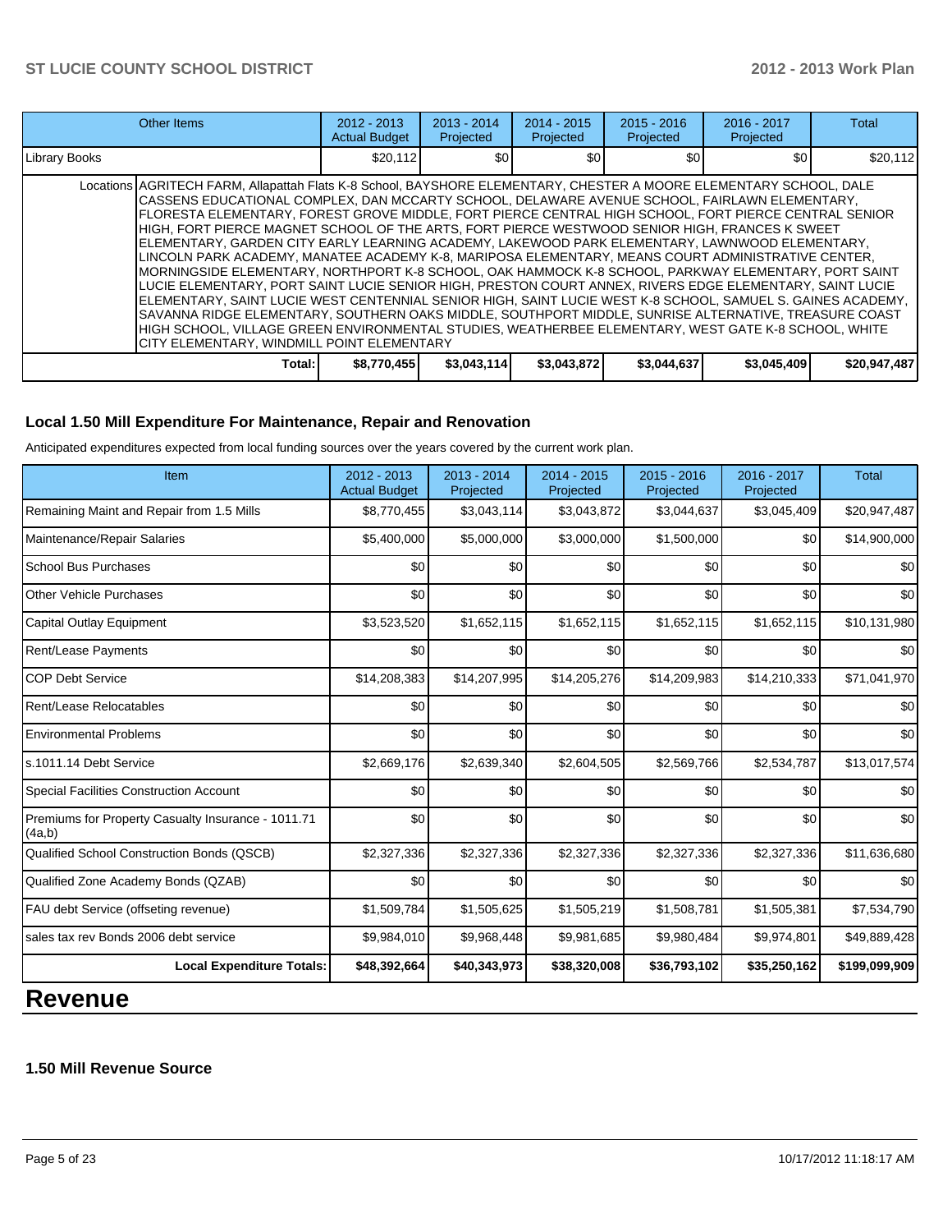| Other Items | | 2012 - 2013 Actual Budget | 2013 - 2014 Projected | 2014 - 2015 Projected | 2015 - 2016 Projected | 2016 - 2017 Projected | Total |
|---|---|---|---|---|---|---|---|
| Library Books | | $20,112 | $0 | $0 | $0 | $0 | $20,112 |
| | Locations | AGRITECH FARM, Allapattah Flats K-8 School, BAYSHORE ELEMENTARY, CHESTER A MOORE ELEMENTARY SCHOOL, DALE CASSENS EDUCATIONAL COMPLEX, DAN MCCARTY SCHOOL, DELAWARE AVENUE SCHOOL, FAIRLAWN ELEMENTARY, FLORESTA ELEMENTARY, FOREST GROVE MIDDLE, FORT PIERCE CENTRAL HIGH SCHOOL, FORT PIERCE CENTRAL SENIOR HIGH, FORT PIERCE MAGNET SCHOOL OF THE ARTS, FORT PIERCE WESTWOOD SENIOR HIGH, FRANCES K SWEET ELEMENTARY, GARDEN CITY EARLY LEARNING ACADEMY, LAKEWOOD PARK ELEMENTARY, LAWNWOOD ELEMENTARY, LINCOLN PARK ACADEMY, MANATEE ACADEMY K-8, MARIPOSA ELEMENTARY, MEANS COURT ADMINISTRATIVE CENTER, MORNINGSIDE ELEMENTARY, NORTHPORT K-8 SCHOOL, OAK HAMMOCK K-8 SCHOOL, PARKWAY ELEMENTARY, PORT SAINT LUCIE ELEMENTARY, PORT SAINT LUCIE SENIOR HIGH, PRESTON COURT ANNEX, RIVERS EDGE ELEMENTARY, SAINT LUCIE ELEMENTARY, SAINT LUCIE WEST CENTENNIAL SENIOR HIGH, SAINT LUCIE WEST K-8 SCHOOL, SAMUEL S. GAINES ACADEMY, SAVANNA RIDGE ELEMENTARY, SOUTHERN OAKS MIDDLE, SOUTHPORT MIDDLE, SUNRISE ALTERNATIVE, TREASURE COAST HIGH SCHOOL, VILLAGE GREEN ENVIRONMENTAL STUDIES, WEATHERBEE ELEMENTARY, WEST GATE K-8 SCHOOL, WHITE CITY ELEMENTARY, WINDMILL POINT ELEMENTARY | | | | | |
| | **Total:** | **$8,770,455** | **$3,043,114** | **$3,043,872** | **$3,044,637** | **$3,045,409** | **$20,947,487** |

### Local 1.50 Mill Expenditure For Maintenance, Repair and Renovation

Anticipated expenditures expected from local funding sources over the years covered by the current work plan.

| Item | 2012 - 2013 Actual Budget | 2013 - 2014 Projected | 2014 - 2015 Projected | 2015 - 2016 Projected | 2016 - 2017 Projected | Total |
|---|---|---|---|---|---|---|
| Remaining Maint and Repair from 1.5 Mills | $8,770,455 | $3,043,114 | $3,043,872 | $3,044,637 | $3,045,409 | $20,947,487 |
| Maintenance/Repair Salaries | $5,400,000 | $5,000,000 | $3,000,000 | $1,500,000 | $0 | $14,900,000 |
| School Bus Purchases | $0 | $0 | $0 | $0 | $0 | $0 |
| Other Vehicle Purchases | $0 | $0 | $0 | $0 | $0 | $0 |
| Capital Outlay Equipment | $3,523,520 | $1,652,115 | $1,652,115 | $1,652,115 | $1,652,115 | $10,131,980 |
| Rent/Lease Payments | $0 | $0 | $0 | $0 | $0 | $0 |
| COP Debt Service | $14,208,383 | $14,207,995 | $14,205,276 | $14,209,983 | $14,210,333 | $71,041,970 |
| Rent/Lease Relocatables | $0 | $0 | $0 | $0 | $0 | $0 |
| Environmental Problems | $0 | $0 | $0 | $0 | $0 | $0 |
| s.1011.14 Debt Service | $2,669,176 | $2,639,340 | $2,604,505 | $2,569,766 | $2,534,787 | $13,017,574 |
| Special Facilities Construction Account | $0 | $0 | $0 | $0 | $0 | $0 |
| Premiums for Property Casualty Insurance - 1011.71 (4a,b) | $0 | $0 | $0 | $0 | $0 | $0 |
| Qualified School Construction Bonds (QSCB) | $2,327,336 | $2,327,336 | $2,327,336 | $2,327,336 | $2,327,336 | $11,636,680 |
| Qualified Zone Academy Bonds (QZAB) | $0 | $0 | $0 | $0 | $0 | $0 |
| FAU debt Service (offseting revenue) | $1,509,784 | $1,505,625 | $1,505,219 | $1,508,781 | $1,505,381 | $7,534,790 |
| sales tax rev Bonds 2006 debt service | $9,984,010 | $9,968,448 | $9,981,685 | $9,980,484 | $9,974,801 | $49,889,428 |
| **Local Expenditure Totals:** | **$48,392,664** | **$40,343,973** | **$38,320,008** | **$36,793,102** | **$35,250,162** | **$199,099,909** |

# Revenue

### 1.50 Mill Revenue Source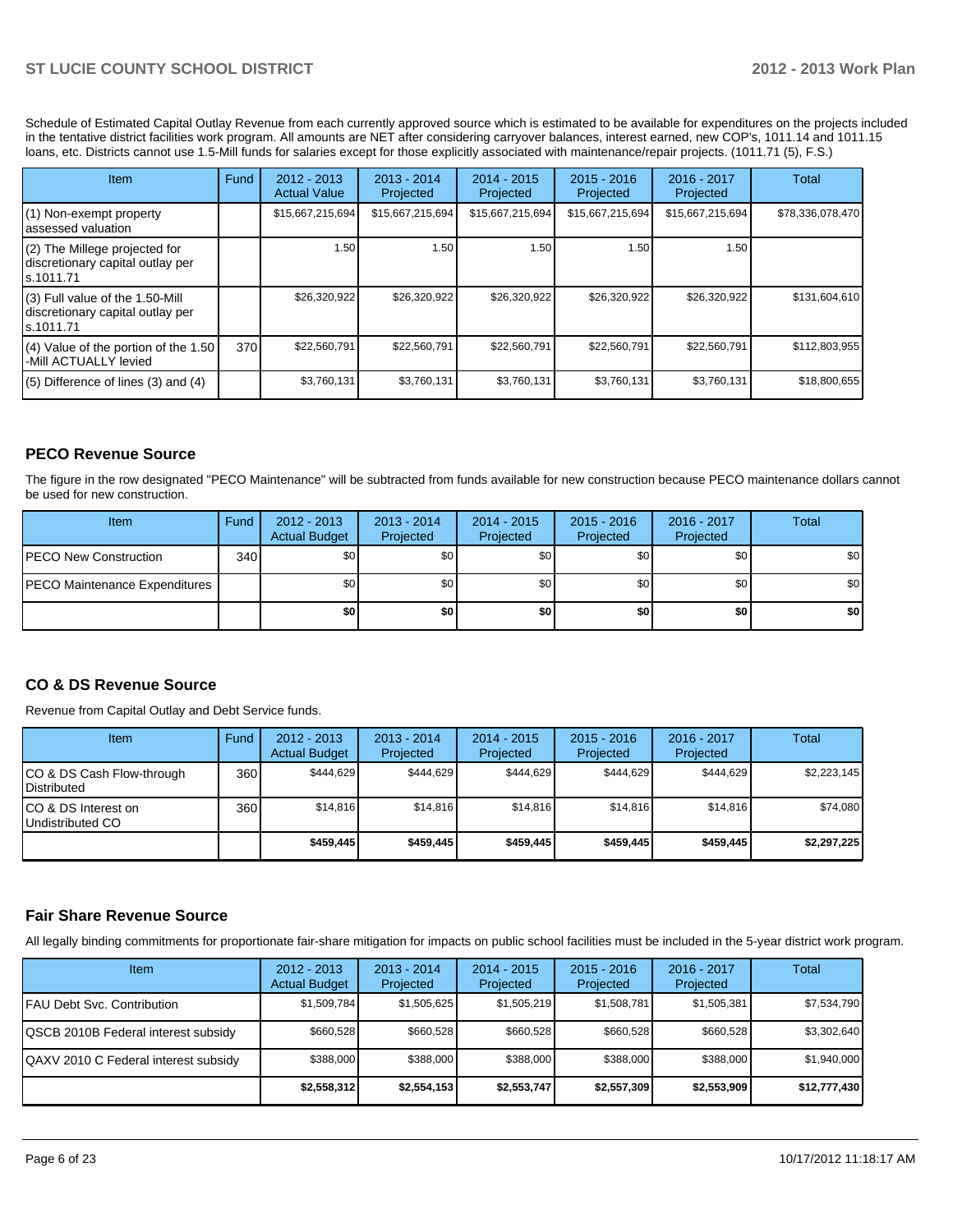Schedule of Estimated Capital Outlay Revenue from each currently approved source which is estimated to be available for expenditures on the projects included in the tentative district facilities work program. All amounts are NET after considering carryover balances, interest earned, new COP's, 1011.14 and 1011.15 loans, etc. Districts cannot use 1.5-Mill funds for salaries except for those explicitly associated with maintenance/repair projects. (1011.71 (5), F.S.)

| Item | Fund | 2012 - 2013 Actual Value | 2013 - 2014 Projected | 2014 - 2015 Projected | 2015 - 2016 Projected | 2016 - 2017 Projected | Total |
|---|---|---|---|---|---|---|---|
| (1) Non-exempt property assessed valuation | | $15,667,215,694 | $15,667,215,694 | $15,667,215,694 | $15,667,215,694 | $15,667,215,694 | $78,336,078,470 |
| (2) The Millege projected for discretionary capital outlay per s.1011.71 | | 1.50 | 1.50 | 1.50 | 1.50 | 1.50 | |
| (3) Full value of the 1.50-Mill discretionary capital outlay per s.1011.71 | | $26,320,922 | $26,320,922 | $26,320,922 | $26,320,922 | $26,320,922 | $131,604,610 |
| (4) Value of the portion of the 1.50 -Mill ACTUALLY levied | 370 | $22,560,791 | $22,560,791 | $22,560,791 | $22,560,791 | $22,560,791 | $112,803,955 |
| (5) Difference of lines (3) and (4) | | $3,760,131 | $3,760,131 | $3,760,131 | $3,760,131 | $3,760,131 | $18,800,655 |

## PECO Revenue Source

The figure in the row designated "PECO Maintenance" will be subtracted from funds available for new construction because PECO maintenance dollars cannot be used for new construction.

| Item | Fund | 2012 - 2013 Actual Budget | 2013 - 2014 Projected | 2014 - 2015 Projected | 2015 - 2016 Projected | 2016 - 2017 Projected | Total |
|---|---|---|---|---|---|---|---|
| PECO New Construction | 340 | $0 | $0 | $0 | $0 | $0 | $0 |
| PECO Maintenance Expenditures | | $0 | $0 | $0 | $0 | $0 | $0 |
| | | **$0** | **$0** | **$0** | **$0** | **$0** | **$0** |

## CO & DS Revenue Source

Revenue from Capital Outlay and Debt Service funds.

| Item | Fund | 2012 - 2013 Actual Budget | 2013 - 2014 Projected | 2014 - 2015 Projected | 2015 - 2016 Projected | 2016 - 2017 Projected | Total |
|---|---|---|---|---|---|---|---|
| CO & DS Cash Flow-through Distributed | 360 | $444,629 | $444,629 | $444,629 | $444,629 | $444,629 | $2,223,145 |
| CO & DS Interest on Undistributed CO | 360 | $14,816 | $14,816 | $14,816 | $14,816 | $14,816 | $74,080 |
| | | **$459,445** | **$459,445** | **$459,445** | **$459,445** | **$459,445** | **$2,297,225** |

## Fair Share Revenue Source

All legally binding commitments for proportionate fair-share mitigation for impacts on public school facilities must be included in the 5-year district work program.

| Item | 2012 - 2013 Actual Budget | 2013 - 2014 Projected | 2014 - 2015 Projected | 2015 - 2016 Projected | 2016 - 2017 Projected | Total |
|---|---|---|---|---|---|---|
| FAU Debt Svc. Contribution | $1,509,784 | $1,505,625 | $1,505,219 | $1,508,781 | $1,505,381 | $7,534,790 |
| QSCB 2010B Federal interest subsidy | $660,528 | $660,528 | $660,528 | $660,528 | $660,528 | $3,302,640 |
| QAXV 2010 C Federal interest subsidy | $388,000 | $388,000 | $388,000 | $388,000 | $388,000 | $1,940,000 |
| | **$2,558,312** | **$2,554,153** | **$2,553,747** | **$2,557,309** | **$2,553,909** | **$12,777,430** |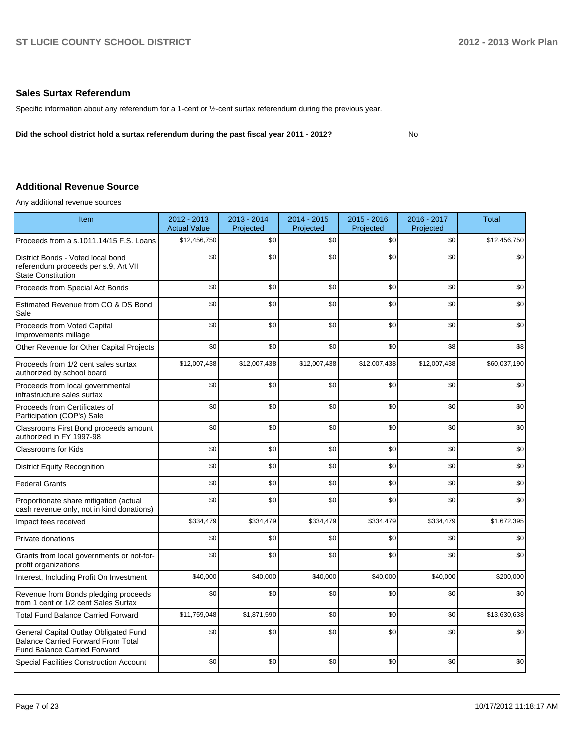## Sales Surtax Referendum

Specific information about any referendum for a 1-cent or ½-cent surtax referendum during the previous year.

**Did the school district hold a surtax referendum during the past fiscal year 2011 - 2012?** No

## Additional Revenue Source

Any additional revenue sources

| Item | 2012 - 2013 Actual Value | 2013 - 2014 Projected | 2014 - 2015 Projected | 2015 - 2016 Projected | 2016 - 2017 Projected | Total |
|---|---|---|---|---|---|---|
| Proceeds from a s.1011.14/15 F.S. Loans | $12,456,750 | $0 | $0 | $0 | $0 | $12,456,750 |
| District Bonds - Voted local bond referendum proceeds per s.9, Art VII State Constitution | $0 | $0 | $0 | $0 | $0 | $0 |
| Proceeds from Special Act Bonds | $0 | $0 | $0 | $0 | $0 | $0 |
| Estimated Revenue from CO & DS Bond Sale | $0 | $0 | $0 | $0 | $0 | $0 |
| Proceeds from Voted Capital Improvements millage | $0 | $0 | $0 | $0 | $0 | $0 |
| Other Revenue for Other Capital Projects | $0 | $0 | $0 | $0 | $8 | $8 |
| Proceeds from 1/2 cent sales surtax authorized by school board | $12,007,438 | $12,007,438 | $12,007,438 | $12,007,438 | $12,007,438 | $60,037,190 |
| Proceeds from local governmental infrastructure sales surtax | $0 | $0 | $0 | $0 | $0 | $0 |
| Proceeds from Certificates of Participation (COP's) Sale | $0 | $0 | $0 | $0 | $0 | $0 |
| Classrooms First Bond proceeds amount authorized in FY 1997-98 | $0 | $0 | $0 | $0 | $0 | $0 |
| Classrooms for Kids | $0 | $0 | $0 | $0 | $0 | $0 |
| District Equity Recognition | $0 | $0 | $0 | $0 | $0 | $0 |
| Federal Grants | $0 | $0 | $0 | $0 | $0 | $0 |
| Proportionate share mitigation (actual cash revenue only, not in kind donations) | $0 | $0 | $0 | $0 | $0 | $0 |
| Impact fees received | $334,479 | $334,479 | $334,479 | $334,479 | $334,479 | $1,672,395 |
| Private donations | $0 | $0 | $0 | $0 | $0 | $0 |
| Grants from local governments or not-for-profit organizations | $0 | $0 | $0 | $0 | $0 | $0 |
| Interest, Including Profit On Investment | $40,000 | $40,000 | $40,000 | $40,000 | $40,000 | $200,000 |
| Revenue from Bonds pledging proceeds from 1 cent or 1/2 cent Sales Surtax | $0 | $0 | $0 | $0 | $0 | $0 |
| Total Fund Balance Carried Forward | $11,759,048 | $1,871,590 | $0 | $0 | $0 | $13,630,638 |
| General Capital Outlay Obligated Fund Balance Carried Forward From Total Fund Balance Carried Forward | $0 | $0 | $0 | $0 | $0 | $0 |
| Special Facilities Construction Account | $0 | $0 | $0 | $0 | $0 | $0 |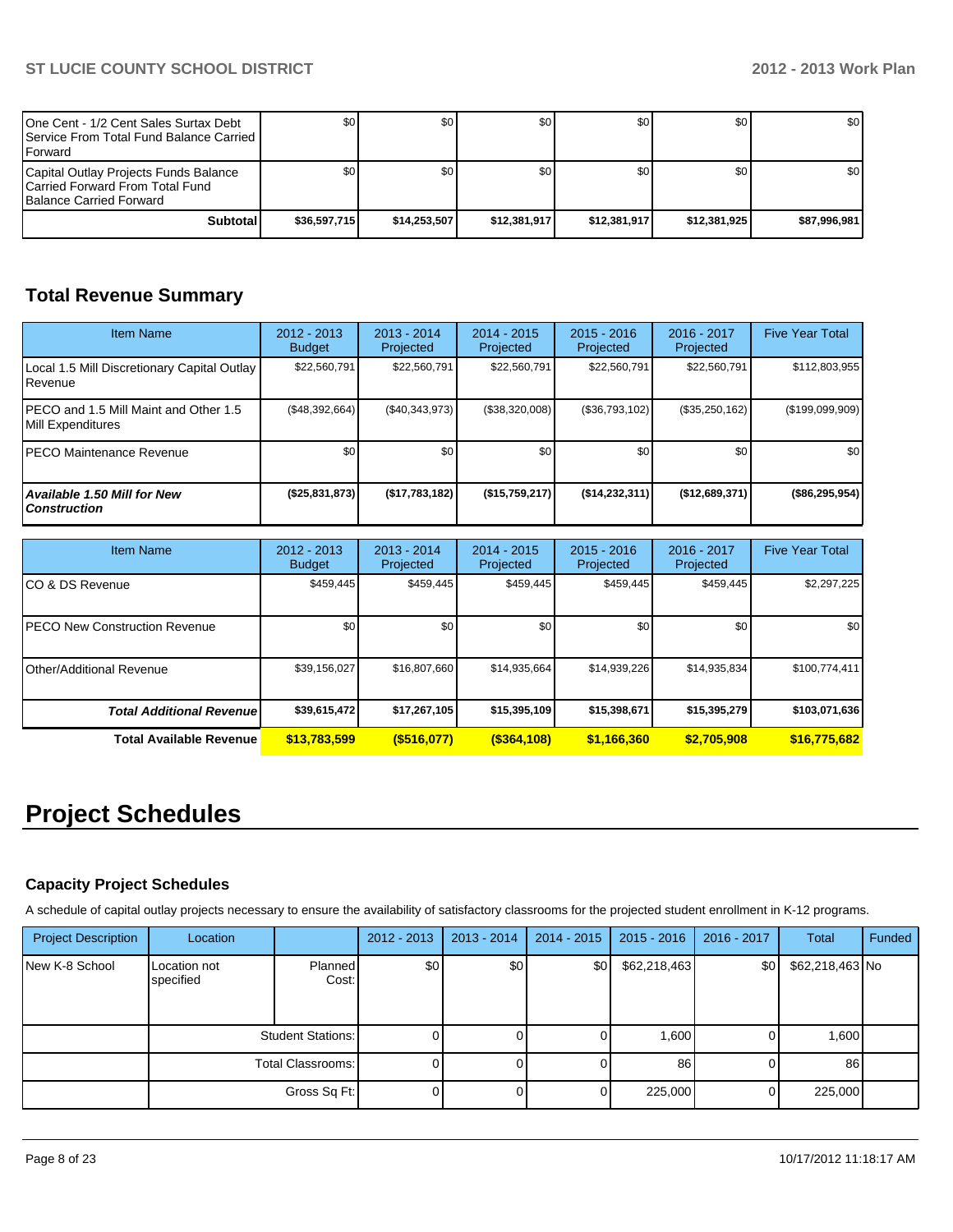| | | | | | | |
|---|---|---|---|---|---|---|
| One Cent - 1/2 Cent Sales Surtax Debt Service From Total Fund Balance Carried Forward | $0 | $0 | $0 | $0 | $0 | $0 |
| Capital Outlay Projects Funds Balance Carried Forward From Total Fund Balance Carried Forward | $0 | $0 | $0 | $0 | $0 | $0 |
| **Subtotal** | **$36,597,715** | **$14,253,507** | **$12,381,917** | **$12,381,917** | **$12,381,925** | **$87,996,981** |

## Total Revenue Summary

| Item Name | 2012 - 2013 Budget | 2013 - 2014 Projected | 2014 - 2015 Projected | 2015 - 2016 Projected | 2016 - 2017 Projected | Five Year Total |
|---|---|---|---|---|---|---|
| Local 1.5 Mill Discretionary Capital Outlay Revenue | $22,560,791 | $22,560,791 | $22,560,791 | $22,560,791 | $22,560,791 | $112,803,955 |
| PECO and 1.5 Mill Maint and Other 1.5 Mill Expenditures | ($48,392,664) | ($40,343,973) | ($38,320,008) | ($36,793,102) | ($35,250,162) | ($199,099,909) |
| PECO Maintenance Revenue | $0 | $0 | $0 | $0 | $0 | $0 |
| ***Available 1.50 Mill for New Construction*** | **($25,831,873)** | **($17,783,182)** | **($15,759,217)** | **($14,232,311)** | **($12,689,371)** | **($86,295,954)** |

| Item Name | 2012 - 2013 Budget | 2013 - 2014 Projected | 2014 - 2015 Projected | 2015 - 2016 Projected | 2016 - 2017 Projected | Five Year Total |
|---|---|---|---|---|---|---|
| CO & DS Revenue | $459,445 | $459,445 | $459,445 | $459,445 | $459,445 | $2,297,225 |
| PECO New Construction Revenue | $0 | $0 | $0 | $0 | $0 | $0 |
| Other/Additional Revenue | $39,156,027 | $16,807,660 | $14,935,664 | $14,939,226 | $14,935,834 | $100,774,411 |
| ***Total Additional Revenue*** | **$39,615,472** | **$17,267,105** | **$15,395,109** | **$15,398,671** | **$15,395,279** | **$103,071,636** |
| **Total Available Revenue** | **$13,783,599** | **($516,077)** | **($364,108)** | **$1,166,360** | **$2,705,908** | **$16,775,682** |

# Project Schedules

### Capacity Project Schedules

A schedule of capital outlay projects necessary to ensure the availability of satisfactory classrooms for the projected student enrollment in K-12 programs.

| Project Description | Location | | 2012 - 2013 | 2013 - 2014 | 2014 - 2015 | 2015 - 2016 | 2016 - 2017 | Total | Funded |
|---|---|---|---|---|---|---|---|---|---|
| New K-8 School | Location not specified | Planned Cost: | $0 | $0 | $0 | $62,218,463 | $0 | $62,218,463 | No |
| | | Student Stations: | 0 | 0 | 0 | 1,600 | 0 | 1,600 | |
| | | Total Classrooms: | 0 | 0 | 0 | 86 | 0 | 86 | |
| | | Gross Sq Ft: | 0 | 0 | 0 | 225,000 | 0 | 225,000 | |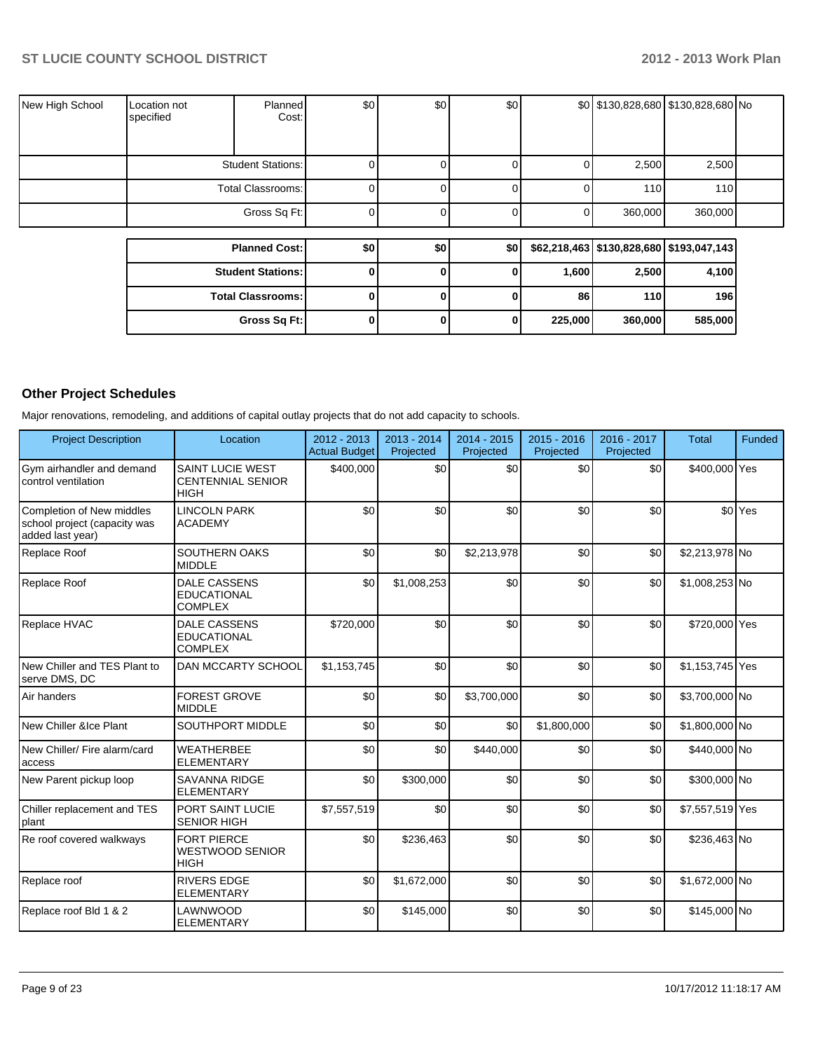| | | | | | | | | | |
|---|---|---|---|---|---|---|---|---|---|
| New High School | Location not specified | Planned Cost: | $0 | $0 | $0 | $0 | $130,828,680 | $130,828,680 | No |
| | | Student Stations: | 0 | 0 | 0 | 0 | 2,500 | 2,500 | |
| | | Total Classrooms: | 0 | 0 | 0 | 0 | 110 | 110 | |
| | | Gross Sq Ft: | 0 | 0 | 0 | 0 | 360,000 | 360,000 | |

| | | | | | | |
|---|---|---|---|---|---|---|
| **Planned Cost:** | **$0** | **$0** | **$0** | **$62,218,463** | **$130,828,680** | **$193,047,143** |
| **Student Stations:** | **0** | **0** | **0** | **1,600** | **2,500** | **4,100** |
| **Total Classrooms:** | **0** | **0** | **0** | **86** | **110** | **196** |
| **Gross Sq Ft:** | **0** | **0** | **0** | **225,000** | **360,000** | **585,000** |

## Other Project Schedules

Major renovations, remodeling, and additions of capital outlay projects that do not add capacity to schools.

| Project Description | Location | 2012 - 2013 Actual Budget | 2013 - 2014 Projected | 2014 - 2015 Projected | 2015 - 2016 Projected | 2016 - 2017 Projected | Total | Funded |
|---|---|---|---|---|---|---|---|---|
| Gym airhandler and demand control ventilation | SAINT LUCIE WEST CENTENNIAL SENIOR HIGH | $400,000 | $0 | $0 | $0 | $0 | $400,000 | Yes |
| Completion of New middles school project (capacity was added last year) | LINCOLN PARK ACADEMY | $0 | $0 | $0 | $0 | $0 | $0 | Yes |
| Replace Roof | SOUTHERN OAKS MIDDLE | $0 | $0 | $2,213,978 | $0 | $0 | $2,213,978 | No |
| Replace Roof | DALE CASSENS EDUCATIONAL COMPLEX | $0 | $1,008,253 | $0 | $0 | $0 | $1,008,253 | No |
| Replace HVAC | DALE CASSENS EDUCATIONAL COMPLEX | $720,000 | $0 | $0 | $0 | $0 | $720,000 | Yes |
| New Chiller and TES Plant to serve DMS, DC | DAN MCCARTY SCHOOL | $1,153,745 | $0 | $0 | $0 | $0 | $1,153,745 | Yes |
| Air handers | FOREST GROVE MIDDLE | $0 | $0 | $3,700,000 | $0 | $0 | $3,700,000 | No |
| New Chiller &Ice Plant | SOUTHPORT MIDDLE | $0 | $0 | $0 | $1,800,000 | $0 | $1,800,000 | No |
| New Chiller/ Fire alarm/card access | WEATHERBEE ELEMENTARY | $0 | $0 | $440,000 | $0 | $0 | $440,000 | No |
| New Parent pickup loop | SAVANNA RIDGE ELEMENTARY | $0 | $300,000 | $0 | $0 | $0 | $300,000 | No |
| Chiller replacement and TES plant | PORT SAINT LUCIE SENIOR HIGH | $7,557,519 | $0 | $0 | $0 | $0 | $7,557,519 | Yes |
| Re roof covered walkways | FORT PIERCE WESTWOOD SENIOR HIGH | $0 | $236,463 | $0 | $0 | $0 | $236,463 | No |
| Replace roof | RIVERS EDGE ELEMENTARY | $0 | $1,672,000 | $0 | $0 | $0 | $1,672,000 | No |
| Replace roof Bld 1 & 2 | LAWNWOOD ELEMENTARY | $0 | $145,000 | $0 | $0 | $0 | $145,000 | No |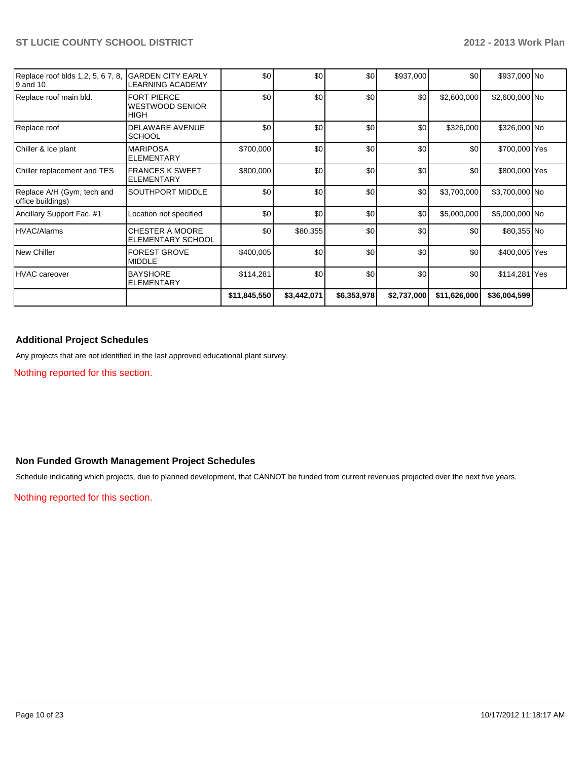| | | | | | | | | |
|---|---|---|---|---|---|---|---|---|
| Replace roof blds 1,2, 5, 6 7, 8, 9 and 10 | GARDEN CITY EARLY LEARNING ACADEMY | $0 | $0 | $0 | $937,000 | $0 | $937,000 | No |
| Replace roof main bld. | FORT PIERCE WESTWOOD SENIOR HIGH | $0 | $0 | $0 | $0 | $2,600,000 | $2,600,000 | No |
| Replace roof | DELAWARE AVENUE SCHOOL | $0 | $0 | $0 | $0 | $326,000 | $326,000 | No |
| Chiller & Ice plant | MARIPOSA ELEMENTARY | $700,000 | $0 | $0 | $0 | $0 | $700,000 | Yes |
| Chiller replacement and TES | FRANCES K SWEET ELEMENTARY | $800,000 | $0 | $0 | $0 | $0 | $800,000 | Yes |
| Replace A/H (Gym, tech and office buildings) | SOUTHPORT MIDDLE | $0 | $0 | $0 | $0 | $3,700,000 | $3,700,000 | No |
| Ancillary Support Fac. #1 | Location not specified | $0 | $0 | $0 | $0 | $5,000,000 | $5,000,000 | No |
| HVAC/Alarms | CHESTER A MOORE ELEMENTARY SCHOOL | $0 | $80,355 | $0 | $0 | $0 | $80,355 | No |
| New Chiller | FOREST GROVE MIDDLE | $400,005 | $0 | $0 | $0 | $0 | $400,005 | Yes |
| HVAC careover | BAYSHORE ELEMENTARY | $114,281 | $0 | $0 | $0 | $0 | $114,281 | Yes |
| | | **$11,845,550** | **$3,442,071** | **$6,353,978** | **$2,737,000** | **$11,626,000** | **$36,004,599** | |

### Additional Project Schedules

Any projects that are not identified in the last approved educational plant survey.

Nothing reported for this section.

### Non Funded Growth Management Project Schedules

Schedule indicating which projects, due to planned development, that CANNOT be funded from current revenues projected over the next five years.

Nothing reported for this section.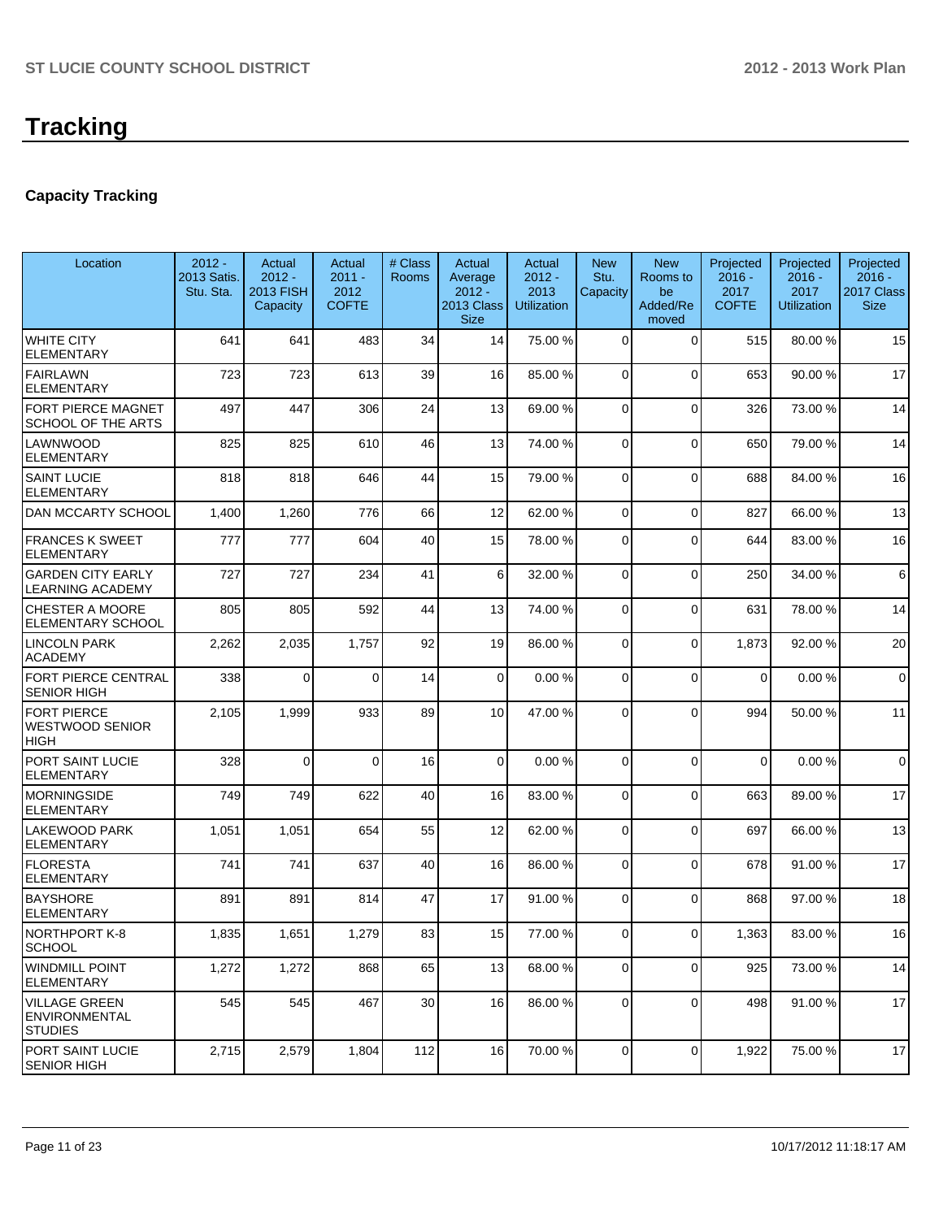# Tracking

## Capacity Tracking

| Location | 2012 - 2013 Satis. Stu. Sta. | Actual 2012 - 2013 FISH Capacity | Actual 2011 - 2012 COFTE | # Class Rooms | Actual Average 2012 - 2013 Class Size | Actual 2012 - 2013 Utilization | New Stu. Capacity | New Rooms to be Added/Removed | Projected 2016 - 2017 COFTE | Projected 2016 - 2017 Utilization | Projected 2016 - 2017 Class Size |
|---|---|---|---|---|---|---|---|---|---|---|---|
| WHITE CITY ELEMENTARY | 641 | 641 | 483 | 34 | 14 | 75.00 % | 0 | 0 | 515 | 80.00 % | 15 |
| FAIRLAWN ELEMENTARY | 723 | 723 | 613 | 39 | 16 | 85.00 % | 0 | 0 | 653 | 90.00 % | 17 |
| FORT PIERCE MAGNET SCHOOL OF THE ARTS | 497 | 447 | 306 | 24 | 13 | 69.00 % | 0 | 0 | 326 | 73.00 % | 14 |
| LAWNWOOD ELEMENTARY | 825 | 825 | 610 | 46 | 13 | 74.00 % | 0 | 0 | 650 | 79.00 % | 14 |
| SAINT LUCIE ELEMENTARY | 818 | 818 | 646 | 44 | 15 | 79.00 % | 0 | 0 | 688 | 84.00 % | 16 |
| DAN MCCARTY SCHOOL | 1,400 | 1,260 | 776 | 66 | 12 | 62.00 % | 0 | 0 | 827 | 66.00 % | 13 |
| FRANCES K SWEET ELEMENTARY | 777 | 777 | 604 | 40 | 15 | 78.00 % | 0 | 0 | 644 | 83.00 % | 16 |
| GARDEN CITY EARLY LEARNING ACADEMY | 727 | 727 | 234 | 41 | 6 | 32.00 % | 0 | 0 | 250 | 34.00 % | 6 |
| CHESTER A MOORE ELEMENTARY SCHOOL | 805 | 805 | 592 | 44 | 13 | 74.00 % | 0 | 0 | 631 | 78.00 % | 14 |
| LINCOLN PARK ACADEMY | 2,262 | 2,035 | 1,757 | 92 | 19 | 86.00 % | 0 | 0 | 1,873 | 92.00 % | 20 |
| FORT PIERCE CENTRAL SENIOR HIGH | 338 | 0 | 0 | 14 | 0 | 0.00 % | 0 | 0 | 0 | 0.00 % | 0 |
| FORT PIERCE WESTWOOD SENIOR HIGH | 2,105 | 1,999 | 933 | 89 | 10 | 47.00 % | 0 | 0 | 994 | 50.00 % | 11 |
| PORT SAINT LUCIE ELEMENTARY | 328 | 0 | 0 | 16 | 0 | 0.00 % | 0 | 0 | 0 | 0.00 % | 0 |
| MORNINGSIDE ELEMENTARY | 749 | 749 | 622 | 40 | 16 | 83.00 % | 0 | 0 | 663 | 89.00 % | 17 |
| LAKEWOOD PARK ELEMENTARY | 1,051 | 1,051 | 654 | 55 | 12 | 62.00 % | 0 | 0 | 697 | 66.00 % | 13 |
| FLORESTA ELEMENTARY | 741 | 741 | 637 | 40 | 16 | 86.00 % | 0 | 0 | 678 | 91.00 % | 17 |
| BAYSHORE ELEMENTARY | 891 | 891 | 814 | 47 | 17 | 91.00 % | 0 | 0 | 868 | 97.00 % | 18 |
| NORTHPORT K-8 SCHOOL | 1,835 | 1,651 | 1,279 | 83 | 15 | 77.00 % | 0 | 0 | 1,363 | 83.00 % | 16 |
| WINDMILL POINT ELEMENTARY | 1,272 | 1,272 | 868 | 65 | 13 | 68.00 % | 0 | 0 | 925 | 73.00 % | 14 |
| VILLAGE GREEN ENVIRONMENTAL STUDIES | 545 | 545 | 467 | 30 | 16 | 86.00 % | 0 | 0 | 498 | 91.00 % | 17 |
| PORT SAINT LUCIE SENIOR HIGH | 2,715 | 2,579 | 1,804 | 112 | 16 | 70.00 % | 0 | 0 | 1,922 | 75.00 % | 17 |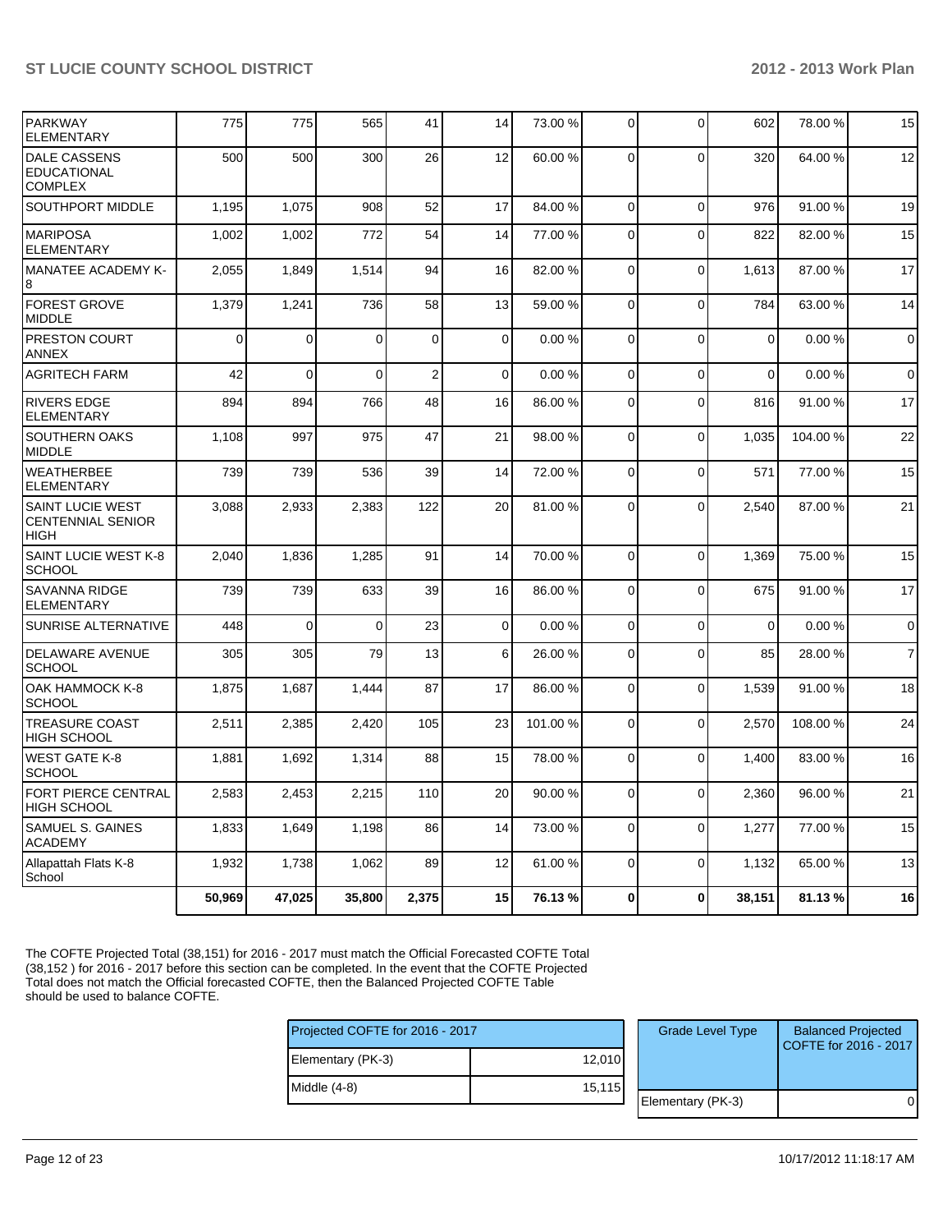| | | | | | | | | | | | |
|---|---|---|---|---|---|---|---|---|---|---|---|
| PARKWAY ELEMENTARY | 775 | 775 | 565 | 41 | 14 | 73.00 % | 0 | 0 | 602 | 78.00 % | 15 |
| DALE CASSENS EDUCATIONAL COMPLEX | 500 | 500 | 300 | 26 | 12 | 60.00 % | 0 | 0 | 320 | 64.00 % | 12 |
| SOUTHPORT MIDDLE | 1,195 | 1,075 | 908 | 52 | 17 | 84.00 % | 0 | 0 | 976 | 91.00 % | 19 |
| MARIPOSA ELEMENTARY | 1,002 | 1,002 | 772 | 54 | 14 | 77.00 % | 0 | 0 | 822 | 82.00 % | 15 |
| MANATEE ACADEMY K-8 | 2,055 | 1,849 | 1,514 | 94 | 16 | 82.00 % | 0 | 0 | 1,613 | 87.00 % | 17 |
| FOREST GROVE MIDDLE | 1,379 | 1,241 | 736 | 58 | 13 | 59.00 % | 0 | 0 | 784 | 63.00 % | 14 |
| PRESTON COURT ANNEX | 0 | 0 | 0 | 0 | 0 | 0.00 % | 0 | 0 | 0 | 0.00 % | 0 |
| AGRITECH FARM | 42 | 0 | 0 | 2 | 0 | 0.00 % | 0 | 0 | 0 | 0.00 % | 0 |
| RIVERS EDGE ELEMENTARY | 894 | 894 | 766 | 48 | 16 | 86.00 % | 0 | 0 | 816 | 91.00 % | 17 |
| SOUTHERN OAKS MIDDLE | 1,108 | 997 | 975 | 47 | 21 | 98.00 % | 0 | 0 | 1,035 | 104.00 % | 22 |
| WEATHERBEE ELEMENTARY | 739 | 739 | 536 | 39 | 14 | 72.00 % | 0 | 0 | 571 | 77.00 % | 15 |
| SAINT LUCIE WEST CENTENNIAL SENIOR HIGH | 3,088 | 2,933 | 2,383 | 122 | 20 | 81.00 % | 0 | 0 | 2,540 | 87.00 % | 21 |
| SAINT LUCIE WEST K-8 SCHOOL | 2,040 | 1,836 | 1,285 | 91 | 14 | 70.00 % | 0 | 0 | 1,369 | 75.00 % | 15 |
| SAVANNA RIDGE ELEMENTARY | 739 | 739 | 633 | 39 | 16 | 86.00 % | 0 | 0 | 675 | 91.00 % | 17 |
| SUNRISE ALTERNATIVE | 448 | 0 | 0 | 23 | 0 | 0.00 % | 0 | 0 | 0 | 0.00 % | 0 |
| DELAWARE AVENUE SCHOOL | 305 | 305 | 79 | 13 | 6 | 26.00 % | 0 | 0 | 85 | 28.00 % | 7 |
| OAK HAMMOCK K-8 SCHOOL | 1,875 | 1,687 | 1,444 | 87 | 17 | 86.00 % | 0 | 0 | 1,539 | 91.00 % | 18 |
| TREASURE COAST HIGH SCHOOL | 2,511 | 2,385 | 2,420 | 105 | 23 | 101.00 % | 0 | 0 | 2,570 | 108.00 % | 24 |
| WEST GATE K-8 SCHOOL | 1,881 | 1,692 | 1,314 | 88 | 15 | 78.00 % | 0 | 0 | 1,400 | 83.00 % | 16 |
| FORT PIERCE CENTRAL HIGH SCHOOL | 2,583 | 2,453 | 2,215 | 110 | 20 | 90.00 % | 0 | 0 | 2,360 | 96.00 % | 21 |
| SAMUEL S. GAINES ACADEMY | 1,833 | 1,649 | 1,198 | 86 | 14 | 73.00 % | 0 | 0 | 1,277 | 77.00 % | 15 |
| Allapattah Flats K-8 School | 1,932 | 1,738 | 1,062 | 89 | 12 | 61.00 % | 0 | 0 | 1,132 | 65.00 % | 13 |
| | **50,969** | **47,025** | **35,800** | **2,375** | **15** | **76.13 %** | **0** | **0** | **38,151** | **81.13 %** | **16** |

The COFTE Projected Total (38,151) for 2016 - 2017 must match the Official Forecasted COFTE Total (38,152 ) for 2016 - 2017 before this section can be completed. In the event that the COFTE Projected Total does not match the Official forecasted COFTE, then the Balanced Projected COFTE Table should be used to balance COFTE.

| Projected COFTE for 2016 - 2017 | |
|---|---|
| Elementary (PK-3) | 12,010 |
| Middle (4-8) | 15,115 |

| Grade Level Type | Balanced Projected COFTE for 2016 - 2017 |
|---|---|
| Elementary (PK-3) | 0 |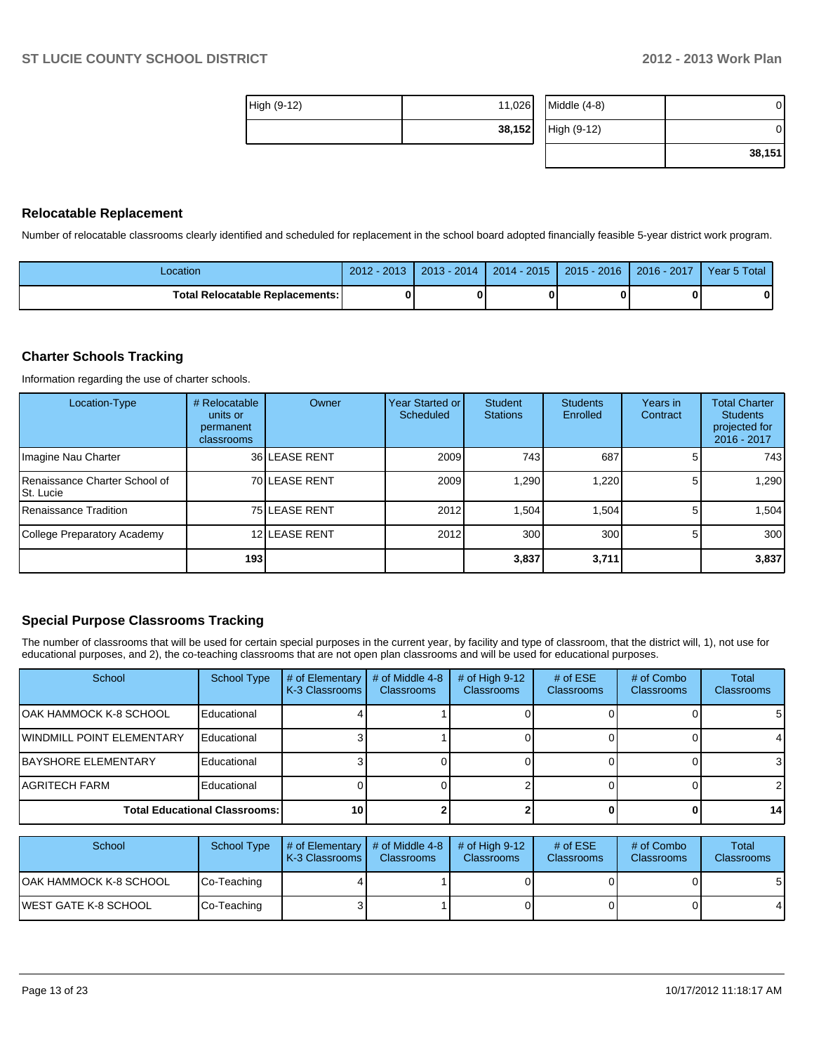| High (9-12) | 11,026 |
|---|---|
| | **38,152** |

| Middle (4-8) | 0 |
|---|---|
| High (9-12) | 0 |
| | **38,151** |

## Relocatable Replacement

Number of relocatable classrooms clearly identified and scheduled for replacement in the school board adopted financially feasible 5-year district work program.

| Location | 2012 - 2013 | 2013 - 2014 | 2014 - 2015 | 2015 - 2016 | 2016 - 2017 | Year 5 Total |
|---|---|---|---|---|---|---|
| **Total Relocatable Replacements:** | **0** | **0** | **0** | **0** | **0** | **0** |

## Charter Schools Tracking

Information regarding the use of charter schools.

| Location-Type | # Relocatable units or permanent classrooms | Owner | Year Started or Scheduled | Student Stations | Students Enrolled | Years in Contract | Total Charter Students projected for 2016 - 2017 |
|---|---|---|---|---|---|---|---|
| Imagine Nau Charter | 36 | LEASE RENT | 2009 | 743 | 687 | 5 | 743 |
| Renaissance Charter School of St. Lucie | 70 | LEASE RENT | 2009 | 1,290 | 1,220 | 5 | 1,290 |
| Renaissance Tradition | 75 | LEASE RENT | 2012 | 1,504 | 1,504 | 5 | 1,504 |
| College Preparatory Academy | 12 | LEASE RENT | 2012 | 300 | 300 | 5 | 300 |
| | **193** | | | **3,837** | **3,711** | | **3,837** |

## Special Purpose Classrooms Tracking

The number of classrooms that will be used for certain special purposes in the current year, by facility and type of classroom, that the district will, 1), not use for educational purposes, and 2), the co-teaching classrooms that are not open plan classrooms and will be used for educational purposes.

| School | School Type | # of Elementary K-3 Classrooms | # of Middle 4-8 Classrooms | # of High 9-12 Classrooms | # of ESE Classrooms | # of Combo Classrooms | Total Classrooms |
|---|---|---|---|---|---|---|---|
| OAK HAMMOCK K-8 SCHOOL | Educational | 4 | 1 | 0 | 0 | 0 | 5 |
| WINDMILL POINT ELEMENTARY | Educational | 3 | 1 | 0 | 0 | 0 | 4 |
| BAYSHORE ELEMENTARY | Educational | 3 | 0 | 0 | 0 | 0 | 3 |
| AGRITECH FARM | Educational | 0 | 0 | 2 | 0 | 0 | 2 |
| **Total Educational Classrooms:** | | **10** | **2** | **2** | **0** | **0** | **14** |

| School | School Type | # of Elementary K-3 Classrooms | # of Middle 4-8 Classrooms | # of High 9-12 Classrooms | # of ESE Classrooms | # of Combo Classrooms | Total Classrooms |
|---|---|---|---|---|---|---|---|
| OAK HAMMOCK K-8 SCHOOL | Co-Teaching | 4 | 1 | 0 | 0 | 0 | 5 |
| WEST GATE K-8 SCHOOL | Co-Teaching | 3 | 1 | 0 | 0 | 0 | 4 |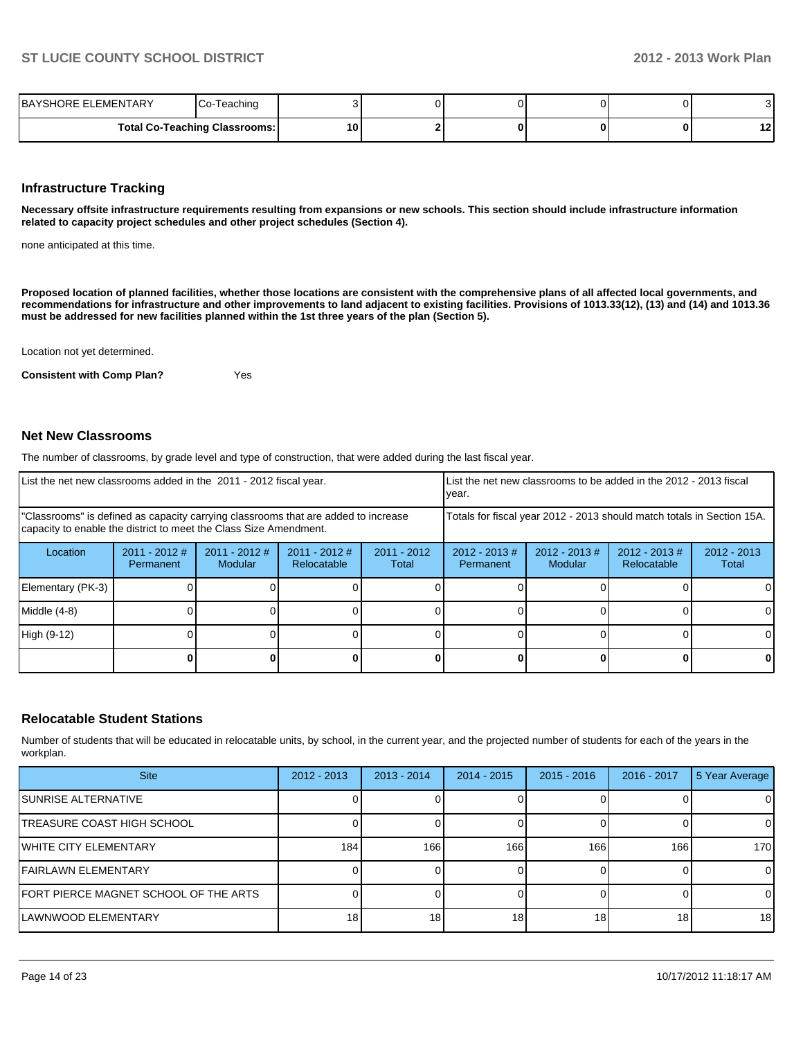| BAYSHORE ELEMENTARY | Co-Teaching | 3 | 0 | 0 | 0 | 0 | 3 |
|---|---|---|---|---|---|---|---|
| | **Total Co-Teaching Classrooms:** | **10** | **2** | **0** | **0** | **0** | **12** |

## Infrastructure Tracking

**Necessary offsite infrastructure requirements resulting from expansions or new schools. This section should include infrastructure information related to capacity project schedules and other project schedules (Section 4).**

none anticipated at this time.

**Proposed location of planned facilities, whether those locations are consistent with the comprehensive plans of all affected local governments, and recommendations for infrastructure and other improvements to land adjacent to existing facilities. Provisions of 1013.33(12), (13) and (14) and 1013.36 must be addressed for new facilities planned within the 1st three years of the plan (Section 5).**

Location not yet determined.

**Consistent with Comp Plan?** Yes

## Net New Classrooms

The number of classrooms, by grade level and type of construction, that were added during the last fiscal year.

| List the net new classrooms added in the 2011 - 2012 fiscal year. | | | | | List the net new classrooms to be added in the 2012 - 2013 fiscal year. | | | |
|---|---|---|---|---|---|---|---|---|
| "Classrooms" is defined as capacity carrying classrooms that are added to increase capacity to enable the district to meet the Class Size Amendment. | | | | | Totals for fiscal year 2012 - 2013 should match totals in Section 15A. | | | |
| Location | 2011 - 2012 # Permanent | 2011 - 2012 # Modular | 2011 - 2012 # Relocatable | 2011 - 2012 Total | 2012 - 2013 # Permanent | 2012 - 2013 # Modular | 2012 - 2013 # Relocatable | 2012 - 2013 Total |
| Elementary (PK-3) | 0 | 0 | 0 | 0 | 0 | 0 | 0 | 0 |
| Middle (4-8) | 0 | 0 | 0 | 0 | 0 | 0 | 0 | 0 |
| High (9-12) | 0 | 0 | 0 | 0 | 0 | 0 | 0 | 0 |
| | **0** | **0** | **0** | **0** | **0** | **0** | **0** | **0** |

## Relocatable Student Stations

Number of students that will be educated in relocatable units, by school, in the current year, and the projected number of students for each of the years in the workplan.

| Site | 2012 - 2013 | 2013 - 2014 | 2014 - 2015 | 2015 - 2016 | 2016 - 2017 | 5 Year Average |
|---|---|---|---|---|---|---|
| SUNRISE ALTERNATIVE | 0 | 0 | 0 | 0 | 0 | 0 |
| TREASURE COAST HIGH SCHOOL | 0 | 0 | 0 | 0 | 0 | 0 |
| WHITE CITY ELEMENTARY | 184 | 166 | 166 | 166 | 166 | 170 |
| FAIRLAWN ELEMENTARY | 0 | 0 | 0 | 0 | 0 | 0 |
| FORT PIERCE MAGNET SCHOOL OF THE ARTS | 0 | 0 | 0 | 0 | 0 | 0 |
| LAWNWOOD ELEMENTARY | 18 | 18 | 18 | 18 | 18 | 18 |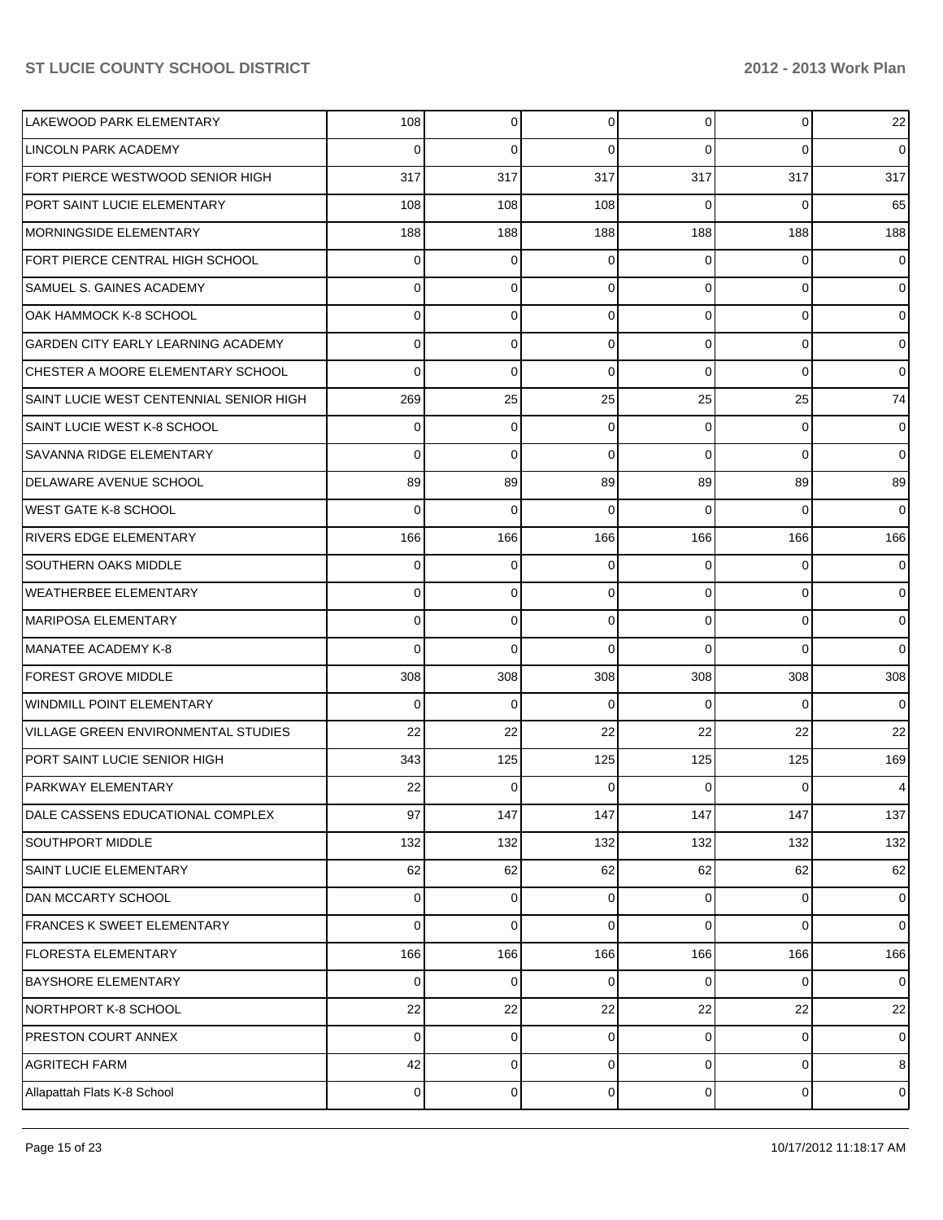| | | | | | | |
|---|---|---|---|---|---|---|
| LAKEWOOD PARK ELEMENTARY | 108 | 0 | 0 | 0 | 0 | 22 |
| LINCOLN PARK ACADEMY | 0 | 0 | 0 | 0 | 0 | 0 |
| FORT PIERCE WESTWOOD SENIOR HIGH | 317 | 317 | 317 | 317 | 317 | 317 |
| PORT SAINT LUCIE ELEMENTARY | 108 | 108 | 108 | 0 | 0 | 65 |
| MORNINGSIDE ELEMENTARY | 188 | 188 | 188 | 188 | 188 | 188 |
| FORT PIERCE CENTRAL HIGH SCHOOL | 0 | 0 | 0 | 0 | 0 | 0 |
| SAMUEL S. GAINES ACADEMY | 0 | 0 | 0 | 0 | 0 | 0 |
| OAK HAMMOCK K-8 SCHOOL | 0 | 0 | 0 | 0 | 0 | 0 |
| GARDEN CITY EARLY LEARNING ACADEMY | 0 | 0 | 0 | 0 | 0 | 0 |
| CHESTER A MOORE ELEMENTARY SCHOOL | 0 | 0 | 0 | 0 | 0 | 0 |
| SAINT LUCIE WEST CENTENNIAL SENIOR HIGH | 269 | 25 | 25 | 25 | 25 | 74 |
| SAINT LUCIE WEST K-8 SCHOOL | 0 | 0 | 0 | 0 | 0 | 0 |
| SAVANNA RIDGE ELEMENTARY | 0 | 0 | 0 | 0 | 0 | 0 |
| DELAWARE AVENUE SCHOOL | 89 | 89 | 89 | 89 | 89 | 89 |
| WEST GATE K-8 SCHOOL | 0 | 0 | 0 | 0 | 0 | 0 |
| RIVERS EDGE ELEMENTARY | 166 | 166 | 166 | 166 | 166 | 166 |
| SOUTHERN OAKS MIDDLE | 0 | 0 | 0 | 0 | 0 | 0 |
| WEATHERBEE ELEMENTARY | 0 | 0 | 0 | 0 | 0 | 0 |
| MARIPOSA ELEMENTARY | 0 | 0 | 0 | 0 | 0 | 0 |
| MANATEE ACADEMY K-8 | 0 | 0 | 0 | 0 | 0 | 0 |
| FOREST GROVE MIDDLE | 308 | 308 | 308 | 308 | 308 | 308 |
| WINDMILL POINT ELEMENTARY | 0 | 0 | 0 | 0 | 0 | 0 |
| VILLAGE GREEN ENVIRONMENTAL STUDIES | 22 | 22 | 22 | 22 | 22 | 22 |
| PORT SAINT LUCIE SENIOR HIGH | 343 | 125 | 125 | 125 | 125 | 169 |
| PARKWAY ELEMENTARY | 22 | 0 | 0 | 0 | 0 | 4 |
| DALE CASSENS EDUCATIONAL COMPLEX | 97 | 147 | 147 | 147 | 147 | 137 |
| SOUTHPORT MIDDLE | 132 | 132 | 132 | 132 | 132 | 132 |
| SAINT LUCIE ELEMENTARY | 62 | 62 | 62 | 62 | 62 | 62 |
| DAN MCCARTY SCHOOL | 0 | 0 | 0 | 0 | 0 | 0 |
| FRANCES K SWEET ELEMENTARY | 0 | 0 | 0 | 0 | 0 | 0 |
| FLORESTA ELEMENTARY | 166 | 166 | 166 | 166 | 166 | 166 |
| BAYSHORE ELEMENTARY | 0 | 0 | 0 | 0 | 0 | 0 |
| NORTHPORT K-8 SCHOOL | 22 | 22 | 22 | 22 | 22 | 22 |
| PRESTON COURT ANNEX | 0 | 0 | 0 | 0 | 0 | 0 |
| AGRITECH FARM | 42 | 0 | 0 | 0 | 0 | 8 |
| Allapattah Flats K-8 School | 0 | 0 | 0 | 0 | 0 | 0 |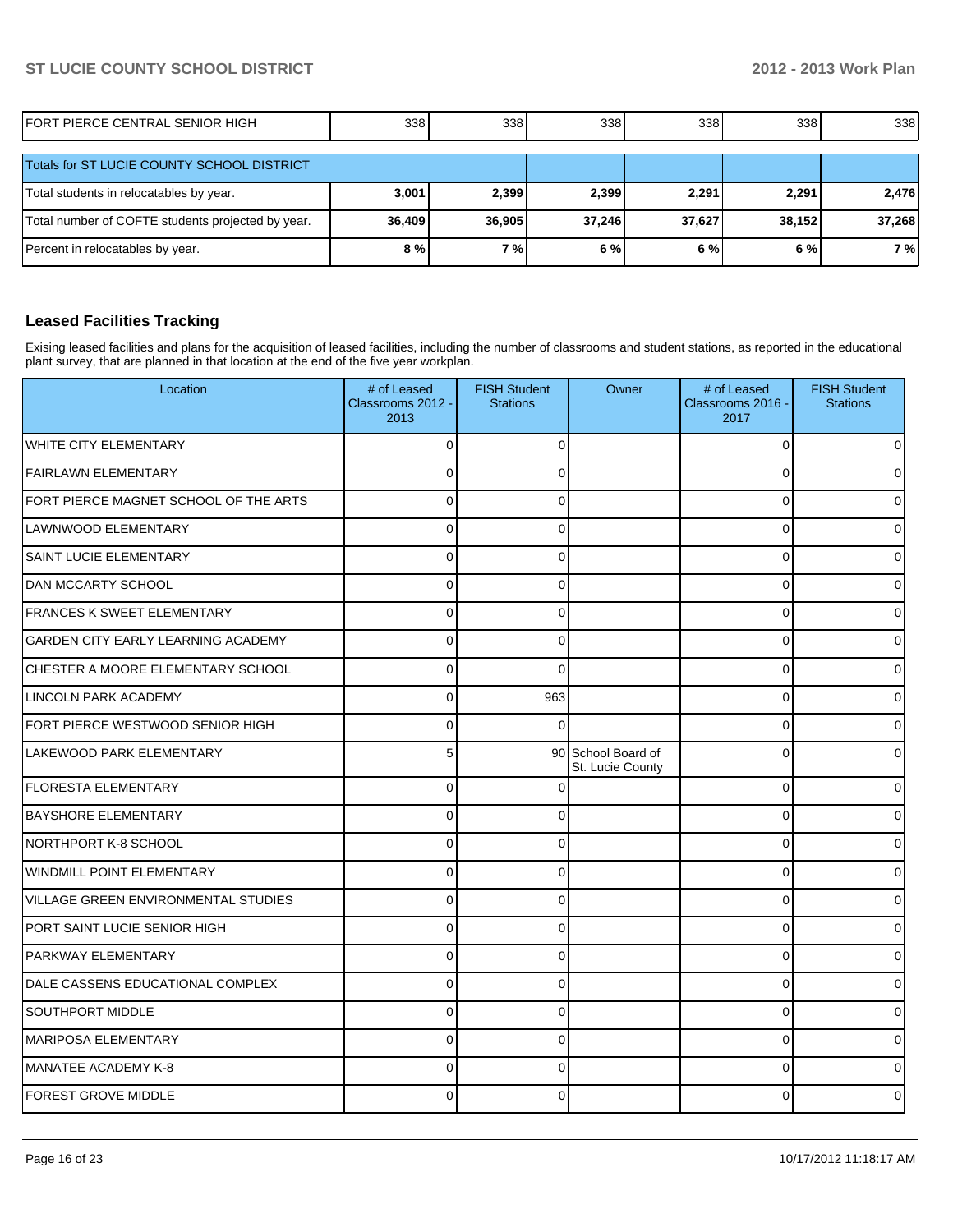| FORT PIERCE CENTRAL SENIOR HIGH | 338 | 338 | 338 | 338 | 338 | 338 |
|---|---|---|---|---|---|---|
| Totals for ST LUCIE COUNTY SCHOOL DISTRICT | | | | | | |
| Total students in relocatables by year. | **3,001** | **2,399** | **2,399** | **2,291** | **2,291** | **2,476** |
| Total number of COFTE students projected by year. | **36,409** | **36,905** | **37,246** | **37,627** | **38,152** | **37,268** |
| Percent in relocatables by year. | **8 %** | **7 %** | **6 %** | **6 %** | **6 %** | **7 %** |

### Leased Facilities Tracking

Exising leased facilities and plans for the acquisition of leased facilities, including the number of classrooms and student stations, as reported in the educational plant survey, that are planned in that location at the end of the five year workplan.

| Location | # of Leased Classrooms 2012 - 2013 | FISH Student Stations | Owner | # of Leased Classrooms 2016 - 2017 | FISH Student Stations |
|---|---|---|---|---|---|
| WHITE CITY ELEMENTARY | 0 | 0 | | 0 | 0 |
| FAIRLAWN ELEMENTARY | 0 | 0 | | 0 | 0 |
| FORT PIERCE MAGNET SCHOOL OF THE ARTS | 0 | 0 | | 0 | 0 |
| LAWNWOOD ELEMENTARY | 0 | 0 | | 0 | 0 |
| SAINT LUCIE ELEMENTARY | 0 | 0 | | 0 | 0 |
| DAN MCCARTY SCHOOL | 0 | 0 | | 0 | 0 |
| FRANCES K SWEET ELEMENTARY | 0 | 0 | | 0 | 0 |
| GARDEN CITY EARLY LEARNING ACADEMY | 0 | 0 | | 0 | 0 |
| CHESTER A MOORE ELEMENTARY SCHOOL | 0 | 0 | | 0 | 0 |
| LINCOLN PARK ACADEMY | 0 | 963 | | 0 | 0 |
| FORT PIERCE WESTWOOD SENIOR HIGH | 0 | 0 | | 0 | 0 |
| LAKEWOOD PARK ELEMENTARY | 5 | 90 | School Board of St. Lucie County | 0 | 0 |
| FLORESTA ELEMENTARY | 0 | 0 | | 0 | 0 |
| BAYSHORE ELEMENTARY | 0 | 0 | | 0 | 0 |
| NORTHPORT K-8 SCHOOL | 0 | 0 | | 0 | 0 |
| WINDMILL POINT ELEMENTARY | 0 | 0 | | 0 | 0 |
| VILLAGE GREEN ENVIRONMENTAL STUDIES | 0 | 0 | | 0 | 0 |
| PORT SAINT LUCIE SENIOR HIGH | 0 | 0 | | 0 | 0 |
| PARKWAY ELEMENTARY | 0 | 0 | | 0 | 0 |
| DALE CASSENS EDUCATIONAL COMPLEX | 0 | 0 | | 0 | 0 |
| SOUTHPORT MIDDLE | 0 | 0 | | 0 | 0 |
| MARIPOSA ELEMENTARY | 0 | 0 | | 0 | 0 |
| MANATEE ACADEMY K-8 | 0 | 0 | | 0 | 0 |
| FOREST GROVE MIDDLE | 0 | 0 | | 0 | 0 |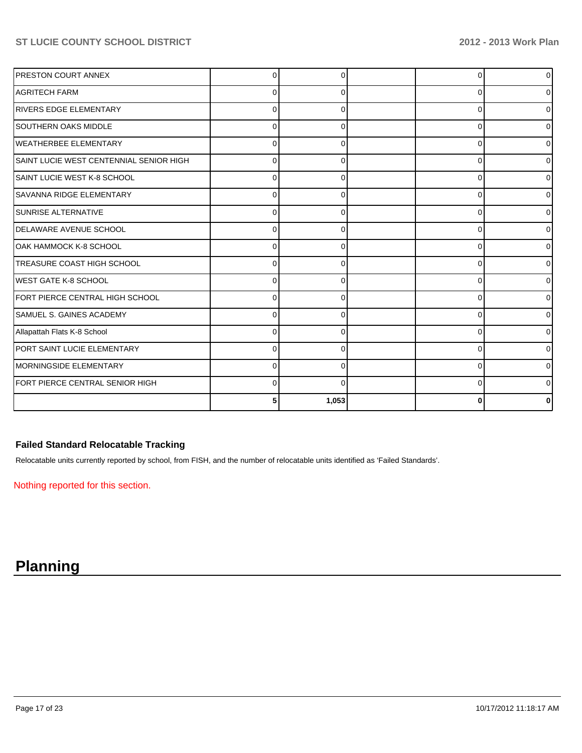| | | | | | |
|---|---|---|---|---|---|
| PRESTON COURT ANNEX | 0 | 0 | | 0 | 0 |
| AGRITECH FARM | 0 | 0 | | 0 | 0 |
| RIVERS EDGE ELEMENTARY | 0 | 0 | | 0 | 0 |
| SOUTHERN OAKS MIDDLE | 0 | 0 | | 0 | 0 |
| WEATHERBEE ELEMENTARY | 0 | 0 | | 0 | 0 |
| SAINT LUCIE WEST CENTENNIAL SENIOR HIGH | 0 | 0 | | 0 | 0 |
| SAINT LUCIE WEST K-8 SCHOOL | 0 | 0 | | 0 | 0 |
| SAVANNA RIDGE ELEMENTARY | 0 | 0 | | 0 | 0 |
| SUNRISE ALTERNATIVE | 0 | 0 | | 0 | 0 |
| DELAWARE AVENUE SCHOOL | 0 | 0 | | 0 | 0 |
| OAK HAMMOCK K-8 SCHOOL | 0 | 0 | | 0 | 0 |
| TREASURE COAST HIGH SCHOOL | 0 | 0 | | 0 | 0 |
| WEST GATE K-8 SCHOOL | 0 | 0 | | 0 | 0 |
| FORT PIERCE CENTRAL HIGH SCHOOL | 0 | 0 | | 0 | 0 |
| SAMUEL S. GAINES ACADEMY | 0 | 0 | | 0 | 0 |
| Allapattah Flats K-8 School | 0 | 0 | | 0 | 0 |
| PORT SAINT LUCIE ELEMENTARY | 0 | 0 | | 0 | 0 |
| MORNINGSIDE ELEMENTARY | 0 | 0 | | 0 | 0 |
| FORT PIERCE CENTRAL SENIOR HIGH | 0 | 0 | | 0 | 0 |
| | **5** | **1,053** | | **0** | **0** |

### Failed Standard Relocatable Tracking

Relocatable units currently reported by school, from FISH, and the number of relocatable units identified as 'Failed Standards'.

Nothing reported for this section.

# Planning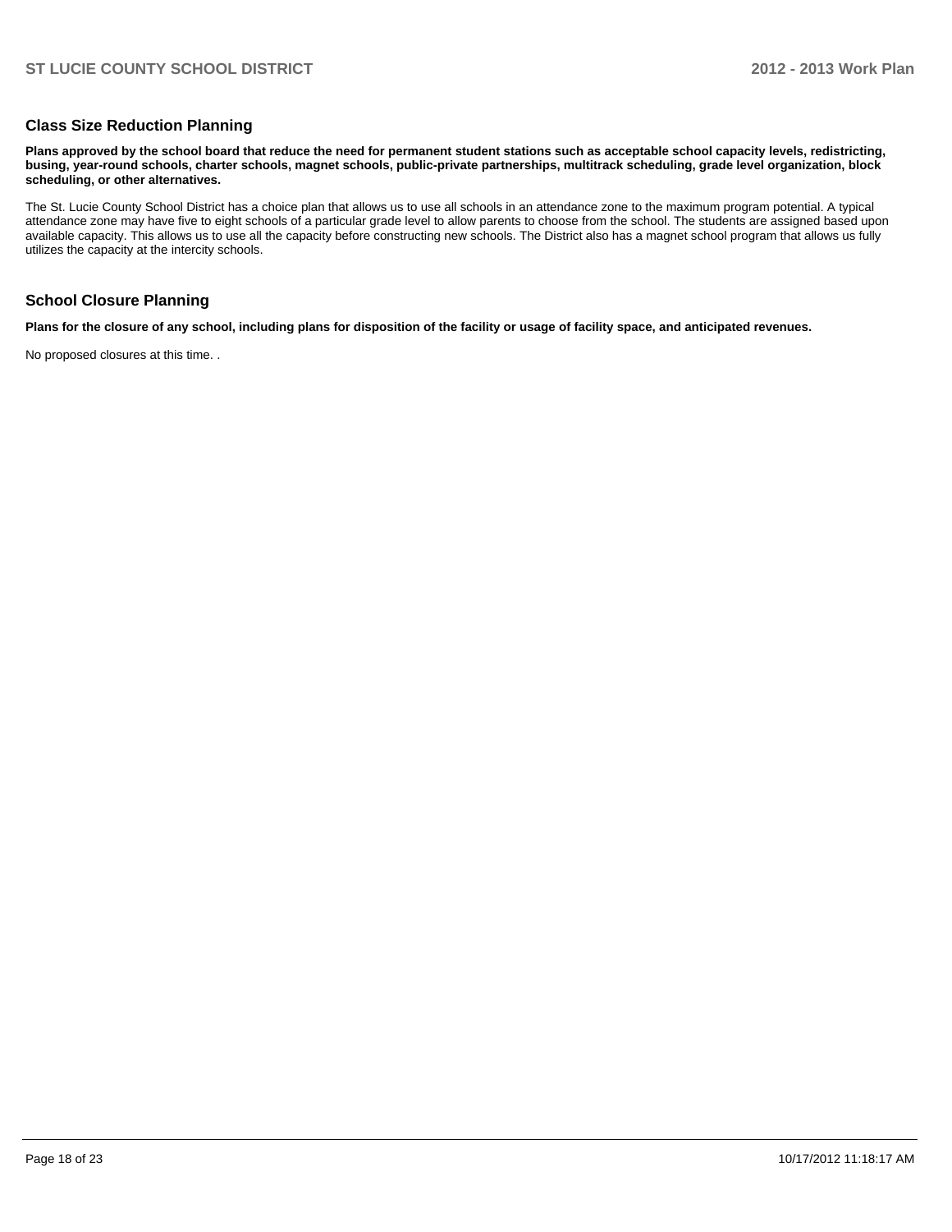## Class Size Reduction Planning

**Plans approved by the school board that reduce the need for permanent student stations such as acceptable school capacity levels, redistricting, busing, year-round schools, charter schools, magnet schools, public-private partnerships, multitrack scheduling, grade level organization, block scheduling, or other alternatives.**

The St. Lucie County School District has a choice plan that allows us to use all schools in an attendance zone to the maximum program potential. A typical attendance zone may have five to eight schools of a particular grade level to allow parents to choose from the school. The students are assigned based upon available capacity. This allows us to use all the capacity before constructing new schools. The District also has a magnet school program that allows us fully utilizes the capacity at the intercity schools.

## School Closure Planning

**Plans for the closure of any school, including plans for disposition of the facility or usage of facility space, and anticipated revenues.**

No proposed closures at this time. .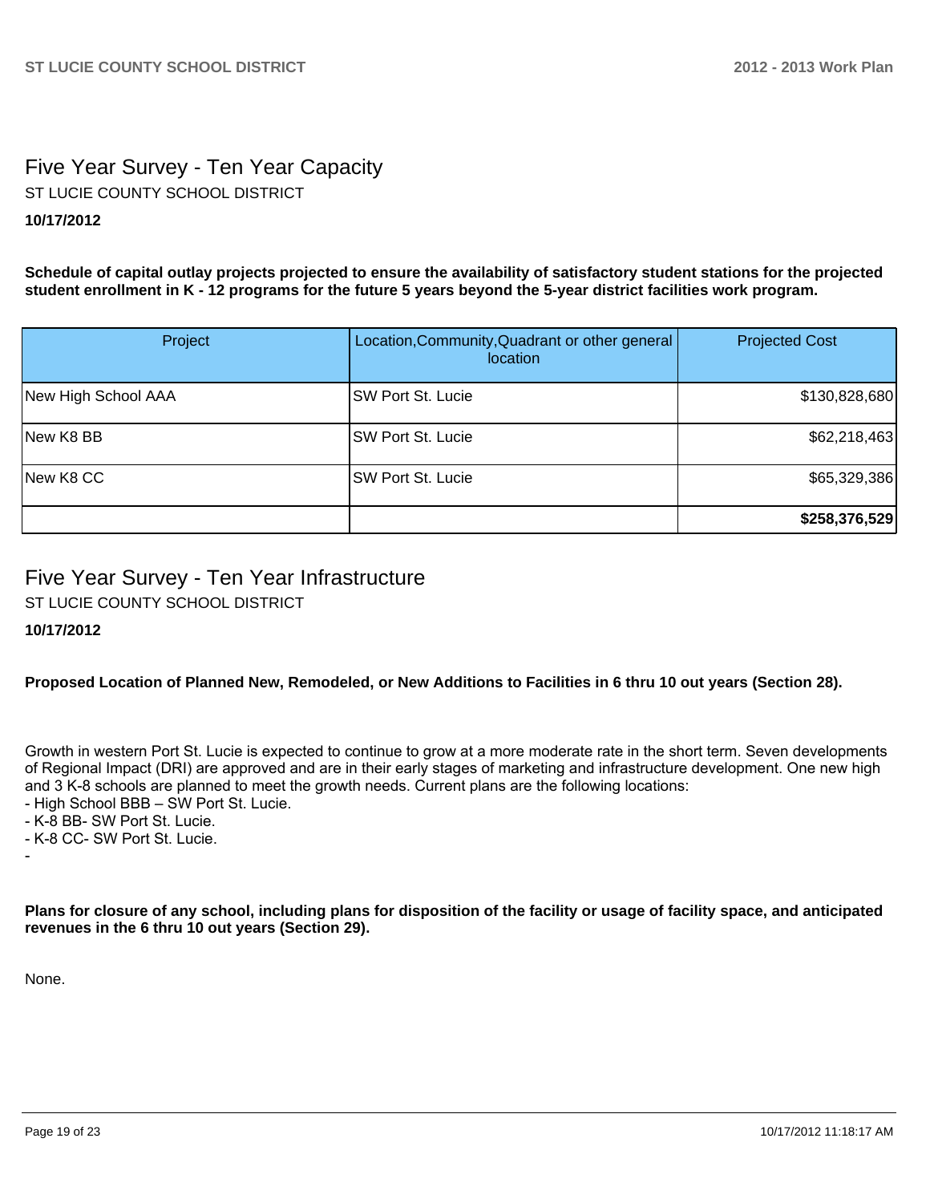## Five Year Survey - Ten Year Capacity

ST LUCIE COUNTY SCHOOL DISTRICT

**10/17/2012**

**Schedule of capital outlay projects projected to ensure the availability of satisfactory student stations for the projected student enrollment in K - 12 programs for the future 5 years beyond the 5-year district facilities work program.**

| Project | Location,Community,Quadrant or other general location | Projected Cost |
|---|---|---|
| New High School AAA | SW Port St. Lucie | $130,828,680 |
| New K8 BB | SW Port St. Lucie | $62,218,463 |
| New K8 CC | SW Port St. Lucie | $65,329,386 |
| | | **$258,376,529** |

## Five Year Survey - Ten Year Infrastructure

ST LUCIE COUNTY SCHOOL DISTRICT

**10/17/2012**

**Proposed Location of Planned New, Remodeled, or New Additions to Facilities in 6 thru 10 out years (Section 28).**

Growth in western Port St. Lucie is expected to continue to grow at a more moderate rate in the short term. Seven developments of Regional Impact (DRI) are approved and are in their early stages of marketing and infrastructure development. One new high and 3 K-8 schools are planned to meet the growth needs. Current plans are the following locations:

- High School BBB – SW Port St. Lucie.
- K-8 BB- SW Port St. Lucie.
- K-8 CC- SW Port St. Lucie.
-

**Plans for closure of any school, including plans for disposition of the facility or usage of facility space, and anticipated revenues in the 6 thru 10 out years (Section 29).**

None.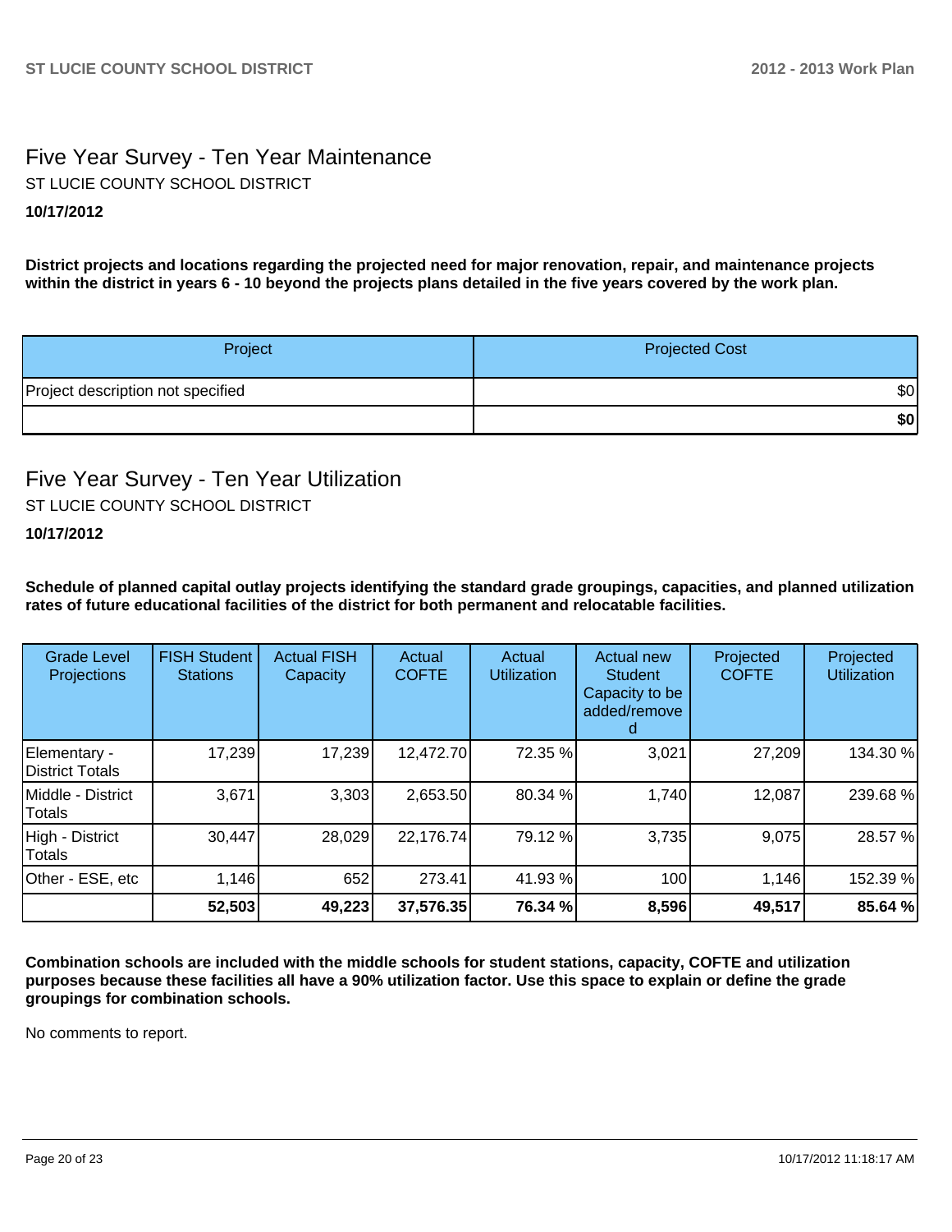## Five Year Survey - Ten Year Maintenance

ST LUCIE COUNTY SCHOOL DISTRICT

**10/17/2012**

**District projects and locations regarding the projected need for major renovation, repair, and maintenance projects within the district in years 6 - 10 beyond the projects plans detailed in the five years covered by the work plan.**

| Project | Projected Cost |
|---|---|
| Project description not specified | $0 |
| | **$0** |

## Five Year Survey - Ten Year Utilization

ST LUCIE COUNTY SCHOOL DISTRICT

**10/17/2012**

**Schedule of planned capital outlay projects identifying the standard grade groupings, capacities, and planned utilization rates of future educational facilities of the district for both permanent and relocatable facilities.**

| Grade Level Projections | FISH Student Stations | Actual FISH Capacity | Actual COFTE | Actual Utilization | Actual new Student Capacity to be added/removed | Projected COFTE | Projected Utilization |
|---|---|---|---|---|---|---|---|
| Elementary - District Totals | 17,239 | 17,239 | 12,472.70 | 72.35 % | 3,021 | 27,209 | 134.30 % |
| Middle - District Totals | 3,671 | 3,303 | 2,653.50 | 80.34 % | 1,740 | 12,087 | 239.68 % |
| High - District Totals | 30,447 | 28,029 | 22,176.74 | 79.12 % | 3,735 | 9,075 | 28.57 % |
| Other - ESE, etc | 1,146 | 652 | 273.41 | 41.93 % | 100 | 1,146 | 152.39 % |
| | **52,503** | **49,223** | **37,576.35** | **76.34 %** | **8,596** | **49,517** | **85.64 %** |

**Combination schools are included with the middle schools for student stations, capacity, COFTE and utilization purposes because these facilities all have a 90% utilization factor. Use this space to explain or define the grade groupings for combination schools.**

No comments to report.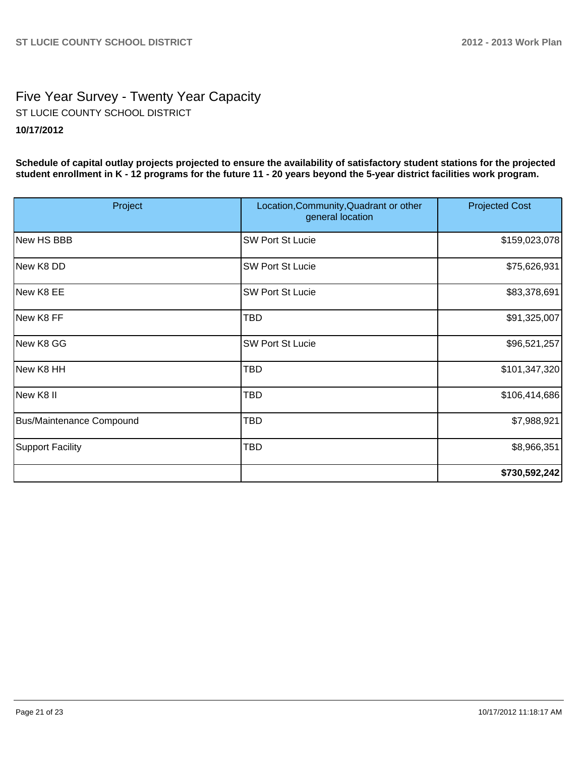# Five Year Survey - Twenty Year Capacity

ST LUCIE COUNTY SCHOOL DISTRICT

**10/17/2012**

**Schedule of capital outlay projects projected to ensure the availability of satisfactory student stations for the projected student enrollment in K - 12 programs for the future 11 - 20 years beyond the 5-year district facilities work program.**

| Project | Location,Community,Quadrant or other general location | Projected Cost |
|---|---|---|
| New HS BBB | SW Port St Lucie | $159,023,078 |
| New K8 DD | SW Port St Lucie | $75,626,931 |
| New K8 EE | SW Port St Lucie | $83,378,691 |
| New K8 FF | TBD | $91,325,007 |
| New K8 GG | SW Port St Lucie | $96,521,257 |
| New K8 HH | TBD | $101,347,320 |
| New K8 II | TBD | $106,414,686 |
| Bus/Maintenance Compound | TBD | $7,988,921 |
| Support Facility | TBD | $8,966,351 |
| | | **$730,592,242** |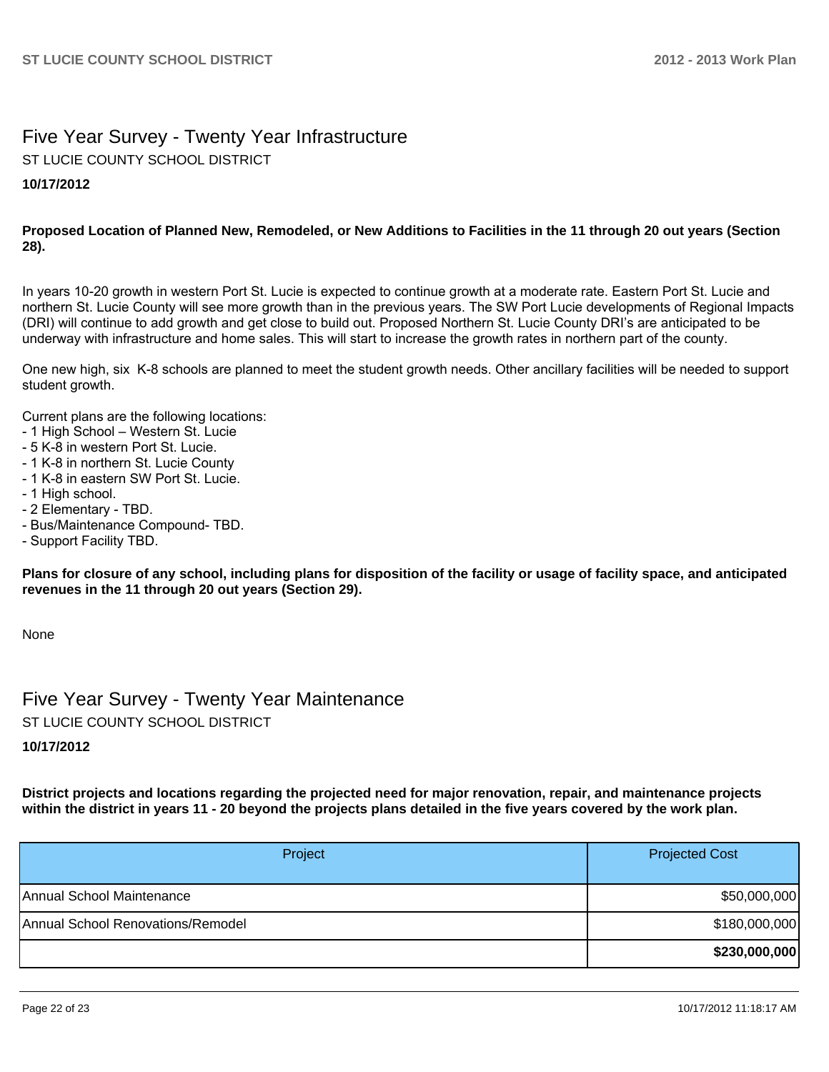# Five Year Survey - Twenty Year Infrastructure

ST LUCIE COUNTY SCHOOL DISTRICT

**10/17/2012**

**Proposed Location of Planned New, Remodeled, or New Additions to Facilities in the 11 through 20 out years (Section 28).**

In years 10-20 growth in western Port St. Lucie is expected to continue growth at a moderate rate. Eastern Port St. Lucie and northern St. Lucie County will see more growth than in the previous years. The SW Port Lucie developments of Regional Impacts (DRI) will continue to add growth and get close to build out. Proposed Northern St. Lucie County DRI's are anticipated to be underway with infrastructure and home sales. This will start to increase the growth rates in northern part of the county.

One new high, six K-8 schools are planned to meet the student growth needs. Other ancillary facilities will be needed to support student growth.

Current plans are the following locations:
- 1 High School – Western St. Lucie
- 5 K-8 in western Port St. Lucie.
- 1 K-8 in northern St. Lucie County
- 1 K-8 in eastern SW Port St. Lucie.
- 1 High school.
- 2 Elementary - TBD.
- Bus/Maintenance Compound- TBD.
- Support Facility TBD.

**Plans for closure of any school, including plans for disposition of the facility or usage of facility space, and anticipated revenues in the 11 through 20 out years (Section 29).**

None

# Five Year Survey - Twenty Year Maintenance

ST LUCIE COUNTY SCHOOL DISTRICT

**10/17/2012**

**District projects and locations regarding the projected need for major renovation, repair, and maintenance projects within the district in years 11 - 20 beyond the projects plans detailed in the five years covered by the work plan.**

| Project | Projected Cost |
|---|---|
| Annual School Maintenance | $50,000,000 |
| Annual School Renovations/Remodel | $180,000,000 |
| | **$230,000,000** |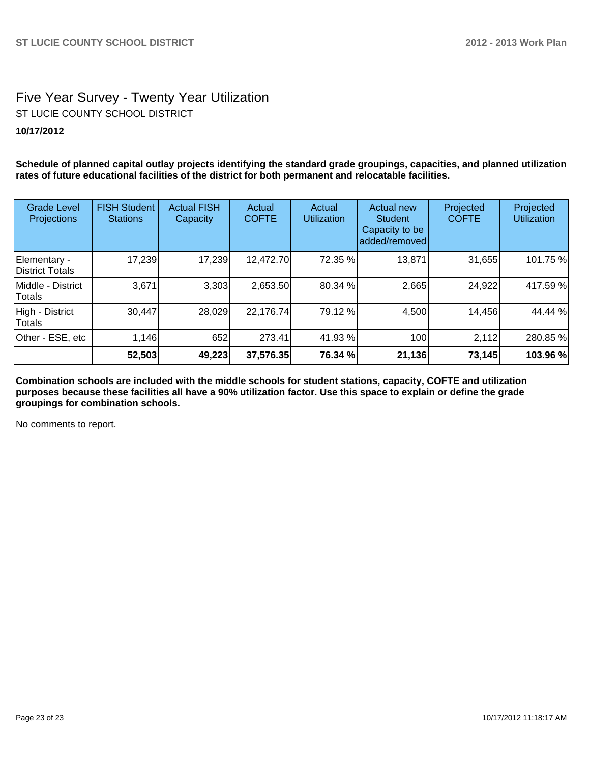# Five Year Survey - Twenty Year Utilization

ST LUCIE COUNTY SCHOOL DISTRICT

**10/17/2012**

**Schedule of planned capital outlay projects identifying the standard grade groupings, capacities, and planned utilization rates of future educational facilities of the district for both permanent and relocatable facilities.**

| Grade Level Projections | FISH Student Stations | Actual FISH Capacity | Actual COFTE | Actual Utilization | Actual new Student Capacity to be added/removed | Projected COFTE | Projected Utilization |
|---|---|---|---|---|---|---|---|
| Elementary - District Totals | 17,239 | 17,239 | 12,472.70 | 72.35 % | 13,871 | 31,655 | 101.75 % |
| Middle - District Totals | 3,671 | 3,303 | 2,653.50 | 80.34 % | 2,665 | 24,922 | 417.59 % |
| High - District Totals | 30,447 | 28,029 | 22,176.74 | 79.12 % | 4,500 | 14,456 | 44.44 % |
| Other - ESE, etc | 1,146 | 652 | 273.41 | 41.93 % | 100 | 2,112 | 280.85 % |
| | **52,503** | **49,223** | **37,576.35** | **76.34 %** | **21,136** | **73,145** | **103.96 %** |

**Combination schools are included with the middle schools for student stations, capacity, COFTE and utilization purposes because these facilities all have a 90% utilization factor. Use this space to explain or define the grade groupings for combination schools.**

No comments to report.